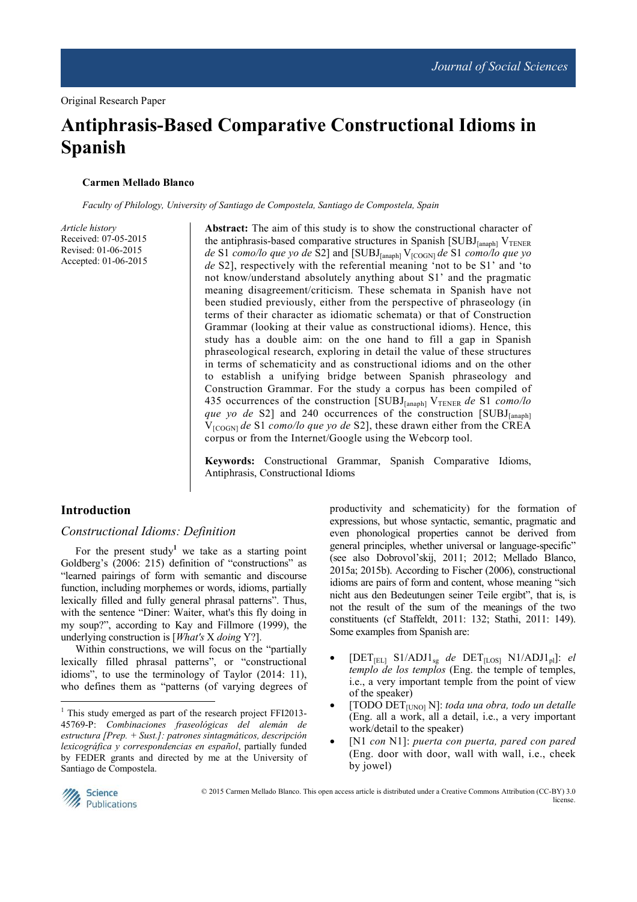Original Research Paper

# Antiphrasis-Based Comparative Constructional Idioms in Spanish

**Carmen Mellado Blanco**

*Faculty of Philology, University of Santiago de Compostela, Santiago de Compostela, Spain*

*Article history*
Received: 07-05-2015
Revised: 01-06-2015
Accepted: 01-06-2015

**Abstract:** The aim of this study is to show the constructional character of the antiphrasis-based comparative structures in Spanish [$SUBJ_{[anaph]}$ $V_{TENER}$ *de* S1 *como/lo que yo de* S2] and [$SUBJ_{[anaph]}$ $V_{[COGN]}$ *de* S1 *como/lo que yo de* S2], respectively with the referential meaning 'not to be S1' and 'to not know/understand absolutely anything about S1' and the pragmatic meaning disagreement/criticism. These schemata in Spanish have not been studied previously, either from the perspective of phraseology (in terms of their character as idiomatic schemata) or that of Construction Grammar (looking at their value as constructional idioms). Hence, this study has a double aim: on the one hand to fill a gap in Spanish phraseological research, exploring in detail the value of these structures in terms of schematicity and as constructional idioms and on the other to establish a unifying bridge between Spanish phraseology and Construction Grammar. For the study a corpus has been compiled of 435 occurrences of the construction [$SUBJ_{[anaph]}$ $V_{TENER}$ *de* S1 *como/lo que yo de* S2] and 240 occurrences of the construction [$SUBJ_{[anaph]}$ $V_{[COGN]}$ *de* S1 *como/lo que yo de* S2], these drawn either from the CREA corpus or from the Internet/Google using the Webcorp tool.

**Keywords:** Constructional Grammar, Spanish Comparative Idioms, Antiphrasis, Constructional Idioms

## Introduction

### *Constructional Idioms: Definition*

For the present study[1] we take as a starting point Goldberg's (2006: 215) definition of "constructions" as "learned pairings of form with semantic and discourse function, including morphemes or words, idioms, partially lexically filled and fully general phrasal patterns". Thus, with the sentence "Diner: Waiter, what's this fly doing in my soup?", according to Kay and Fillmore (1999), the underlying construction is [*What's* X *doing* Y?].

Within constructions, we will focus on the "partially lexically filled phrasal patterns", or "constructional idioms", to use the terminology of Taylor (2014: 11), who defines them as "patterns (of varying degrees of productivity and schematicity) for the formation of expressions, but whose syntactic, semantic, pragmatic and even phonological properties cannot be derived from general principles, whether universal or language-specific" (see also Dobrovol'skij, 2011; 2012; Mellado Blanco, 2015a; 2015b). According to Fischer (2006), constructional idioms are pairs of form and content, whose meaning "sich nicht aus den Bedeutungen seiner Teile ergibt", that is, is not the result of the sum of the meanings of the two constituents (cf Staffeldt, 2011: 132; Stathi, 2011: 149). Some examples from Spanish are:

- [$DET_{[EL]}$ S1/$ADJ1_{sg}$ *de* $DET_{[LOS]}$ N1/$ADJ1_{pl}$]: *el templo de los templos* (Eng. the temple of temples, i.e., a very important temple from the point of view of the speaker)
- [TODO $DET_{[UNO]}$ N]: *toda una obra, todo un detalle* (Eng. all a work, all a detail, i.e., a very important work/detail to the speaker)
- [N1 *con* N1]: *puerta con puerta, pared con pared* (Eng. door with door, wall with wall, i.e., cheek by jowel)

---

[1] This study emerged as part of the research project FFI2013-45769-P: *Combinaciones fraseológicas del alemán de estructura [Prep. + Sust.]: patrones sintagmáticos, descripción lexicográfica y correspondencias en español*, partially funded by FEDER grants and directed by me at the University of Santiago de Compostela.

© 2015 Carmen Mellado Blanco. This open access article is distributed under a Creative Commons Attribution (CC-BY) 3.0 license.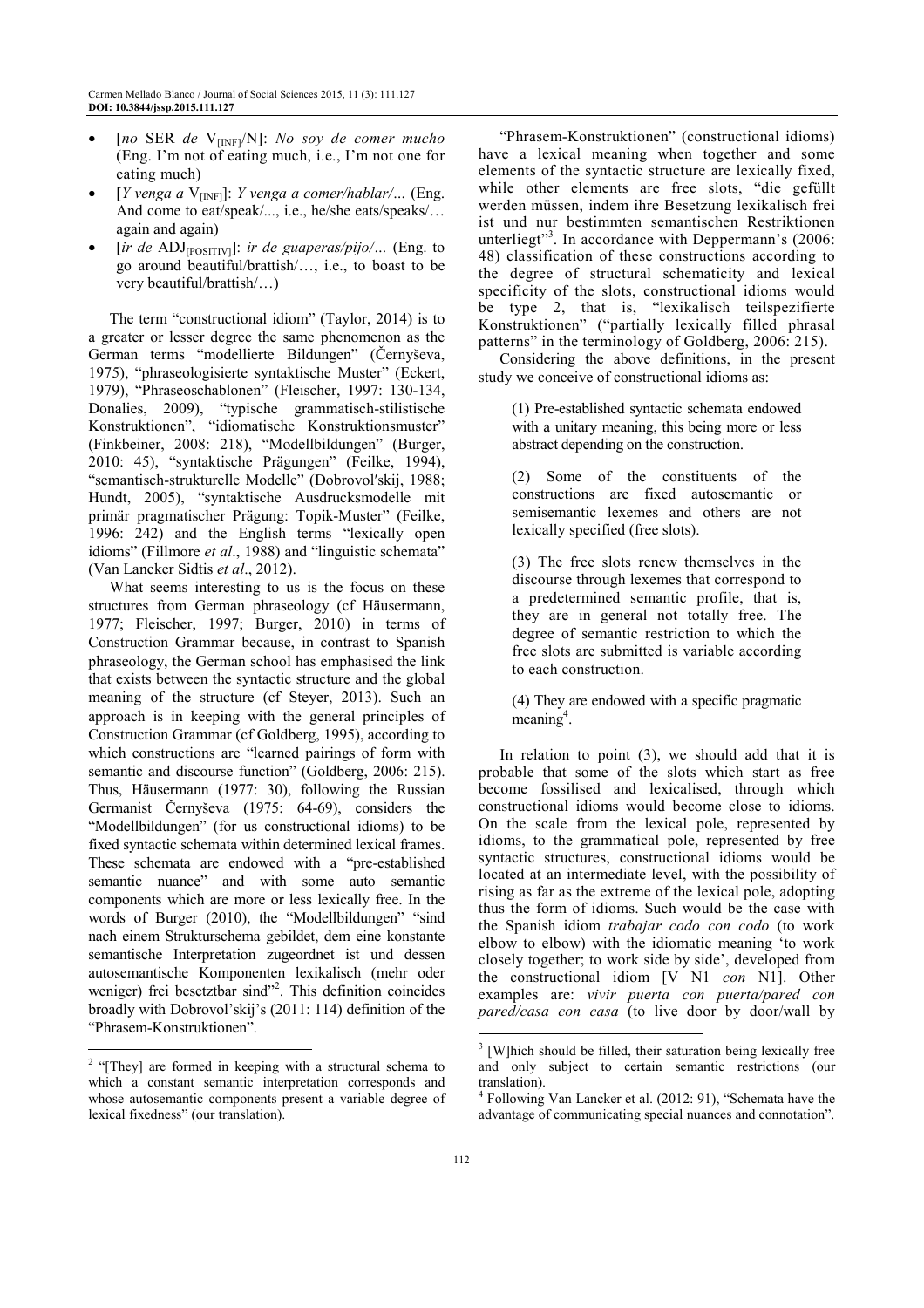- [*no* SER *de* $V_{[INF]}$/N]: *No soy de comer mucho* (Eng. I'm not of eating much, i.e., I'm not one for eating much)
- [*Y venga a* $V_{[INF]}$]: *Y venga a comer/hablar/...* (Eng. And come to eat/speak/..., i.e., he/she eats/speaks/… again and again)
- [*ir de* $ADJ_{[POSITIV]}$]: *ir de guaperas/pijo/...* (Eng. to go around beautiful/brattish/…, i.e., to boast to be very beautiful/brattish/…)

The term "constructional idiom" (Taylor, 2014) is to a greater or lesser degree the same phenomenon as the German terms "modellierte Bildungen" (Černyševa, 1975), "phraseologisierte syntaktische Muster" (Eckert, 1979), "Phraseoschablonen" (Fleischer, 1997: 130-134, Donalies, 2009), "typische grammatisch-stilistische Konstruktionen", "idiomatische Konstruktionsmuster" (Finkbeiner, 2008: 218), "Modellbildungen" (Burger, 2010: 45), "syntaktische Prägungen" (Feilke, 1994), "semantisch-strukturelle Modelle" (Dobrovol'skij, 1988; Hundt, 2005), "syntaktische Ausdrucksmodelle mit primär pragmatischer Prägung: Topik-Muster" (Feilke, 1996: 242) and the English terms "lexically open idioms" (Fillmore *et al*., 1988) and "linguistic schemata" (Van Lancker Sidtis *et al*., 2012).

What seems interesting to us is the focus on these structures from German phraseology (cf Häusermann, 1977; Fleischer, 1997; Burger, 2010) in terms of Construction Grammar because, in contrast to Spanish phraseology, the German school has emphasised the link that exists between the syntactic structure and the global meaning of the structure (cf Steyer, 2013). Such an approach is in keeping with the general principles of Construction Grammar (cf Goldberg, 1995), according to which constructions are "learned pairings of form with semantic and discourse function" (Goldberg, 2006: 215). Thus, Häusermann (1977: 30), following the Russian Germanist Černyševa (1975: 64-69), considers the "Modellbildungen" (for us constructional idioms) to be fixed syntactic schemata within determined lexical frames. These schemata are endowed with a "pre-established semantic nuance" and with some auto semantic components which are more or less lexically free. In the words of Burger (2010), the "Modellbildungen" "sind nach einem Strukturschema gebildet, dem eine konstante semantische Interpretation zugeordnet ist und dessen autosemantische Komponenten lexikalisch (mehr oder weniger) frei besetzbar sind"[2]. This definition coincides broadly with Dobrovol'skij's (2011: 114) definition of the "Phrasem-Konstruktionen".

"Phrasem-Konstruktionen" (constructional idioms) have a lexical meaning when together and some elements of the syntactic structure are lexically fixed, while other elements are free slots, "die gefüllt werden müssen, indem ihre Besetzung lexikalisch frei ist und nur bestimmten semantischen Restriktionen unterliegt"[3]. In accordance with Deppermann's (2006: 48) classification of these constructions according to the degree of structural schematicity and lexical specificity of the slots, constructional idioms would be type 2, that is, "lexikalisch teilspezifierte Konstruktionen" ("partially lexically filled phrasal patterns" in the terminology of Goldberg, 2006: 215).

Considering the above definitions, in the present study we conceive of constructional idioms as:

> (1) Pre-established syntactic schemata endowed with a unitary meaning, this being more or less abstract depending on the construction.
>
> (2) Some of the constituents of the constructions are fixed autosemantic or semisemantic lexemes and others are not lexically specified (free slots).
>
> (3) The free slots renew themselves in the discourse through lexemes that correspond to a predetermined semantic profile, that is, they are in general not totally free. The degree of semantic restriction to which the free slots are submitted is variable according to each construction.
>
> (4) They are endowed with a specific pragmatic meaning[4].

In relation to point (3), we should add that it is probable that some of the slots which start as free become fossilised and lexicalised, through which constructional idioms would become close to idioms. On the scale from the lexical pole, represented by idioms, to the grammatical pole, represented by free syntactic structures, constructional idioms would be located at an intermediate level, with the possibility of rising as far as the extreme of the lexical pole, adopting thus the form of idioms. Such would be the case with the Spanish idiom *trabajar codo con codo* (to work elbow to elbow) with the idiomatic meaning 'to work closely together; to work side by side', developed from the constructional idiom [V N1 *con* N1]. Other examples are: *vivir puerta con puerta/pared con pared/casa con casa* (to live door by door/wall by

---

[2] "[They] are formed in keeping with a structural schema to which a constant semantic interpretation corresponds and whose autosemantic components present a variable degree of lexical fixedness" (our translation).

[3] [W]hich should be filled, their saturation being lexically free and only subject to certain semantic restrictions (our translation).

[4] Following Van Lancker et al. (2012: 91), "Schemata have the advantage of communicating special nuances and connotation".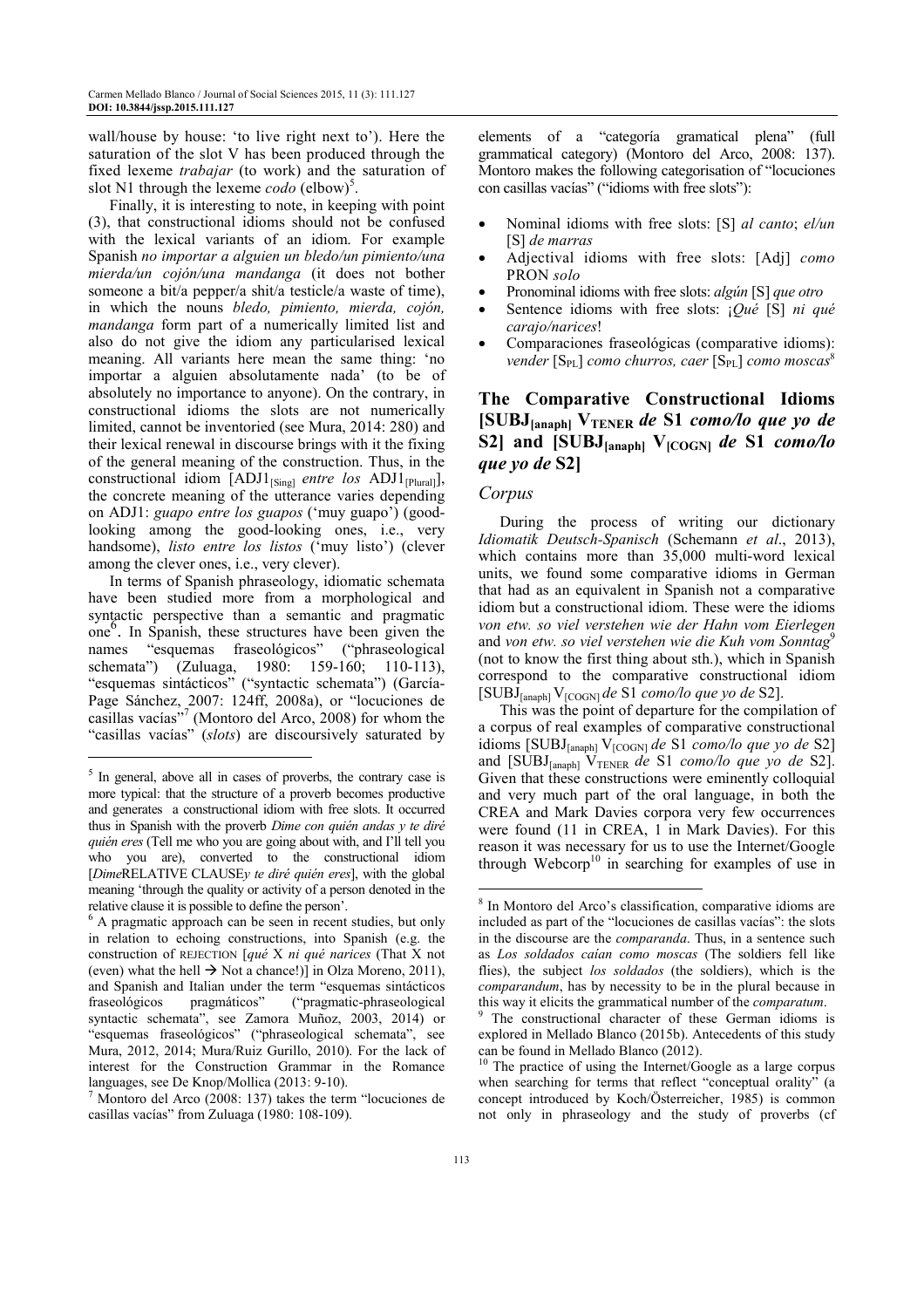wall/house by house: 'to live right next to'). Here the saturation of the slot V has been produced through the fixed lexeme *trabajar* (to work) and the saturation of slot N1 through the lexeme *codo* (elbow)[5].

Finally, it is interesting to note, in keeping with point (3), that constructional idioms should not be confused with the lexical variants of an idiom. For example Spanish *no importar a alguien un bledo/un pimiento/una mierda/un cojón/una mandanga* (it does not bother someone a bit/a pepper/a shit/a testicle/a waste of time), in which the nouns *bledo, pimiento, mierda, cojón, mandanga* form part of a numerically limited list and also do not give the idiom any particularised lexical meaning. All variants here mean the same thing: 'no importar a alguien absolutamente nada' (to be of absolutely no importance to anyone). On the contrary, in constructional idioms the slots are not numerically limited, cannot be inventoried (see Mura, 2014: 280) and their lexical renewal in discourse brings with it the fixing of the general meaning of the construction. Thus, in the constructional idiom [ADJ1$_{[\text{Sing}]}$ *entre los* ADJ1$_{[\text{Plural}]}$], the concrete meaning of the utterance varies depending on ADJ1: *guapo entre los guapos* ('muy guapo') (good-looking among the good-looking ones, i.e., very handsome), *listo entre los listos* ('muy listo') (clever among the clever ones, i.e., very clever).

In terms of Spanish phraseology, idiomatic schemata have been studied more from a morphological and syntactic perspective than a semantic and pragmatic one[6]. In Spanish, these structures have been given the names "esquemas fraseológicos" ("phraseological schemata") (Zuluaga, 1980: 159-160; 110-113), "esquemas sintácticos" ("syntactic schemata") (García-Page Sánchez, 2007: 124ff, 2008a), or "locuciones de casillas vacías"[7] (Montoro del Arco, 2008) for whom the "casillas vacías" (*slots*) are discursively saturated by elements of a "categoría gramatical plena" (full grammatical category) (Montoro del Arco, 2008: 137). Montoro makes the following categorisation of "locuciones con casillas vacías" ("idioms with free slots"):

- Nominal idioms with free slots: [S] *al canto*; *el/un* [S] *de marras*
- Adjectival idioms with free slots: [Adj] *como* PRON *solo*
- Pronominal idioms with free slots: *algún* [S] *que otro*
- Sentence idioms with free slots: ¡*Qué* [S] *ni qué carajo/narices*!
- Comparaciones fraseológicas (comparative idioms): *vender* [S$_{\text{PL}}$] *como churros, caer* [S$_{\text{PL}}$] *como moscas*[8]

## The Comparative Constructional Idioms [SUBJ$_{[\text{anaph}]}$ V$_{\text{TENER}}$ *de* S1 *como/lo que yo de* S2] and [SUBJ$_{[\text{anaph}]}$ V$_{[\text{COGN}]}$ *de* S1 *como/lo que yo de* S2]

### Corpus

During the process of writing our dictionary *Idiomatik Deutsch-Spanisch* (Schemann *et al*., 2013), which contains more than 35,000 multi-word lexical units, we found some comparative idioms in German that had as an equivalent in Spanish not a comparative idiom but a constructional idiom. These were the idioms *von etw. so viel verstehen wie der Hahn vom Eierlegen* and *von etw. so viel verstehen wie die Kuh vom Sonntag*[9] (not to know the first thing about sth.), which in Spanish correspond to the comparative constructional idiom [SUBJ$_{[\text{anaph}]}$ V$_{[\text{COGN}]}$ *de* S1 *como/lo que yo de* S2].

This was the point of departure for the compilation of a corpus of real examples of comparative constructional idioms [SUBJ$_{[\text{anaph}]}$ V$_{[\text{COGN}]}$ *de* S1 *como/lo que yo de* S2] and [SUBJ$_{[\text{anaph}]}$ V$_{\text{TENER}}$ *de* S1 *como/lo que yo de* S2]. Given that these constructions were eminently colloquial and very much part of the oral language, in both the CREA and Mark Davies corpora very few occurrences were found (11 in CREA, 1 in Mark Davies). For this reason it was necessary for us to use the Internet/Google through Webcorp[10] in searching for examples of use in

---

[5] In general, above all in cases of proverbs, the contrary case is more typical: that the structure of a proverb becomes productive and generates a constructional idiom with free slots. It occurred thus in Spanish with the proverb *Dime con quién andas y te diré quién eres* (Tell me who you are going about with, and I'll tell you who you are), converted to the constructional idiom [*Dime*RELATIVE CLAUSE*y te diré quién eres*], with the global meaning 'through the quality or activity of a person denoted in the relative clause it is possible to define the person'.

[6] A pragmatic approach can be seen in recent studies, but only in relation to echoing constructions, into Spanish (e.g. the construction of REJECTION [*qué* X *ni qué narices* (That X not (even) what the hell → Not a chance!)] in Olza Moreno, 2011), and Spanish and Italian under the term "esquemas sintácticos fraseológicos pragmáticos" ("pragmatic-phraseological syntactic schemata", see Zamora Muñoz, 2003, 2014) or "esquemas fraseológicos" ("phraseological schemata", see Mura, 2012, 2014; Mura/Ruiz Gurillo, 2010). For the lack of interest for the Construction Grammar in the Romance languages, see De Knop/Mollica (2013: 9-10).

[7] Montoro del Arco (2008: 137) takes the term "locuciones de casillas vacías" from Zuluaga (1980: 108-109).

[8] In Montoro del Arco's classification, comparative idioms are included as part of the "locuciones de casillas vacías": the slots in the discourse are the *comparanda*. Thus, in a sentence such as *Los soldados caían como moscas* (The soldiers fell like flies), the subject *los soldados* (the soldiers), which is the *comparandum*, has by necessity to be in the plural because in this way it elicits the grammatical number of the *comparatum*.

[9] The constructional character of these German idioms is explored in Mellado Blanco (2015b). Antecedents of this study can be found in Mellado Blanco (2012).

[10] The practice of using the Internet/Google as a large corpus when searching for terms that reflect "conceptual orality" (a concept introduced by Koch/Österreicher, 1985) is common not only in phraseology and the study of proverbs (cf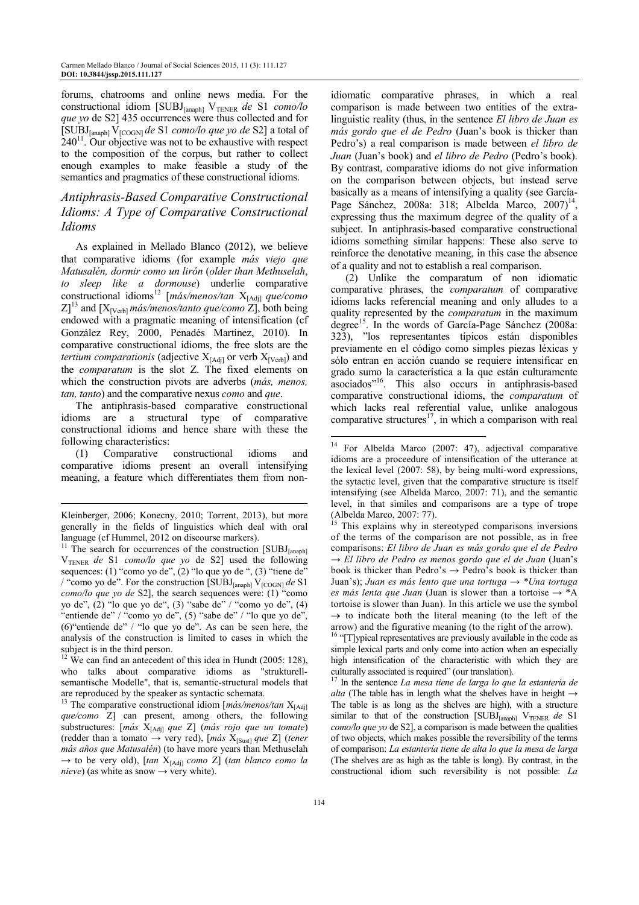forums, chatrooms and online news media. For the constructional idiom [$SUBJ_{[anaph]}$ $V_{TENER}$ *de* S1 *como/lo que yo* de S2] 435 occurrences were thus collected and for [$SUBJ_{[anaph]}$ $V_{[COGN]}$ *de* S1 *como/lo que yo de* S2] a total of 240[11]. Our objective was not to be exhaustive with respect to the composition of the corpus, but rather to collect enough examples to make feasible a study of the semantics and pragmatics of these constructional idioms.

## *Antiphrasis-Based Comparative Constructional Idioms: A Type of Comparative Constructional Idioms*

As explained in Mellado Blanco (2012), we believe that comparative idioms (for example *más viejo que Matusalén, dormir como un lirón* (*older than Methuselah*, *to sleep like a dormouse*) underlie comparative constructional idioms[12] [*más/menos/tan* $X_{[Adj]}$ *que/como* Z][13] and [$X_{[Verb]}$ *más/menos/tanto que/como* Z], both being endowed with a pragmatic meaning of intensification (cf González Rey, 2000, Penadés Martínez, 2010). In comparative constructional idioms, the free slots are the *tertium comparationis* (adjective $X_{[Adj]}$ or verb $X_{[Verb]}$) and the *comparatum* is the slot Z. The fixed elements on which the construction pivots are adverbs (*más, menos, tan, tanto*) and the comparative nexus *como* and *que*.

The antiphrasis-based comparative constructional idioms are a structural type of comparative constructional idioms and hence share with these the following characteristics:

(1) Comparative constructional idioms and comparative idioms present an overall intensifying meaning, a feature which differentiates them from non-idiomatic comparative phrases, in which a real comparison is made between two entities of the extra-linguistic reality (thus, in the sentence *El libro de Juan es más gordo que el de Pedro* (Juan's book is thicker than Pedro's) a real comparison is made between *el libro de Juan* (Juan's book) and *el libro de Pedro* (Pedro's book). By contrast, comparative idioms do not give information on the comparison between objects, but instead serve basically as a means of intensifying a quality (see García-Page Sánchez, 2008a: 318; Albelda Marco, 2007)[14], expressing thus the maximum degree of the quality of a subject. In antiphrasis-based comparative constructional idioms something similar happens: These also serve to reinforce the denotative meaning, in this case the absence of a quality and not to establish a real comparison.

(2) Unlike the comparatum of non idiomatic comparative phrases, the *comparatum* of comparative idioms lacks referencial meaning and only alludes to a quality represented by the *comparatum* in the maximum degree[15]. In the words of García-Page Sánchez (2008a: 323), "los representantes típicos están disponibles previamente en el código como simples piezas léxicas y sólo entran en acción cuando se requiere intensificar en grado sumo la característica a la que están culturamente asociados"[16]. This also occurs in antiphrasis-based comparative constructional idioms, the *comparatum* of which lacks real referential value, unlike analogous comparative structures[17], in which a comparison with real

---

Kleinberger, 2006; Konecny, 2010; Torrent, 2013), but more generally in the fields of linguistics which deal with oral language (cf Hummel, 2012 on discourse markers).

[11] The search for occurrences of the construction [$SUBJ_{[anaph]}$ $V_{TENER}$ *de* S1 *como/lo que yo* de S2] used the following sequences: (1) "como yo de", (2) "lo que yo de ", (3) "tiene de" / "como yo de". For the construction [$SUBJ_{[anaph]}$ $V_{[COGN]}$ *de* S1 *como/lo que yo de* S2], the search sequences were: (1) "como yo de", (2) "lo que yo de", (3) "sabe de" / "como yo de", (4) "entiende de" / "como yo de", (5) "sabe de" / "lo que yo de", (6)"entiende de" / "lo que yo de". As can be seen here, the analysis of the construction is limited to cases in which the subject is in the third person.

[12] We can find an antecedent of this idea in Hundt (2005: 128), who talks about comparative idioms as "strukturell-semantische Modelle", that is, semantic-structural models that are reproduced by the speaker as syntactic schemata.

[13] The comparative constructional idiom [*más/menos/tan* $X_{[Adj]}$ *que/como* Z] can present, among others, the following substructures: [*más* $X_{[Adj]}$ *que* Z] (*más rojo que un tomate*) (redder than a tomato → very red), [*más* $X_{[Sust]}$ *que* Z] (*tener más años que Matusalén*) (to have more years than Methuselah → to be very old), [*tan* $X_{[Adj]}$ *como* Z] (*tan blanco como la nieve*) (as white as snow → very white).

[14] For Albelda Marco (2007: 47), adjectival comparative idioms are a proceedure of intensification of the utterance at the lexical level (2007: 58), by being multi-word expressions, the sytactic level, given that the comparative structure is itself intensifying (see Albelda Marco, 2007: 71), and the semantic level, in that similes and comparisons are a type of trope (Albelda Marco, 2007: 77).

[15] This explains why in stereotyped comparisons inversions of the terms of the comparison are not possible, as in free comparisons: *El libro de Juan es más gordo que el de Pedro* → *El libro de Pedro es menos gordo que el de Juan* (Juan's book is thicker than Pedro's → Pedro's book is thicker than Juan's); *Juan es más lento que una tortuga* → *\*Una tortuga es más lenta que Juan* (Juan is slower than a tortoise → \*A tortoise is slower than Juan). In this article we use the symbol → to indicate both the literal meaning (to the left of the arrow) and the figurative meaning (to the right of the arrow).

[16] "[T]ypical representatives are previously available in the code as simple lexical parts and only come into action when an especially high intensification of the characteristic with which they are culturally associated is required" (our translation).

[17] In the sentence *La mesa tiene de largo lo que la estantería de alta* (The table has in length what the shelves have in height → The table is as long as the shelves are high), with a structure similar to that of the construction [$SUBJ_{[anaph]}$ $V_{TENER}$ *de* S1 *como/lo que yo* de S2], a comparison is made between the qualities of two objects, which makes possible the reversibility of the terms of comparison: *La estantería tiene de alto lo que la mesa de larga* (The shelves are as high as the table is long). By contrast, in the constructional idiom such reversibility is not possible: *La*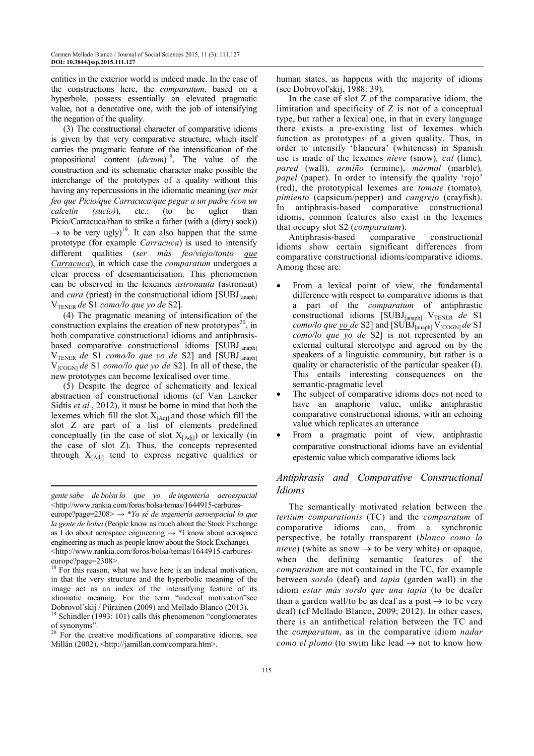entities in the exterior world is indeed made. In the case of the constructions here, the *comparatum*, based on a hyperbole, possess essentially an elevated pragmatic value, not a denotative one, with the job of intensifying the negation of the quality.

(3) The constructional character of comparative idioms is given by that very comparative structure, which itself carries the pragmatic feature of the intensification of the propositional content (*dictum*)[18]. The value of the construction and its schematic character make possible the interchange of the prototypes of a quality without this having any repercussions in the idiomatic meaning (*ser más feo que Picio/que Carracuca/que pegar a un padre (con un calcetín (sucio))*, etc.: (to be uglier than Picio/Carracuca/than to strike a father (with a (dirty) sock)) → to be very ugly)[19]. It can also happen that the same prototype (for example *Carracuca*) is used to intensify different qualities (*ser más feo/viejo/tonto que Carracuca*), in which case the *comparatum* undergoes a clear process of desemanticisation. This phenomenon can be observed in the lexemes *astronauta* (astronaut) and *cura* (priest) in the constructional idiom [$SUBJ_{[anaph]}$ $V_{TENER}$ *de* S1 *como/lo que yo de* S2].

(4) The pragmatic meaning of intensification of the construction explains the creation of new prototypes[20], in both comparative constructional idioms and antiphrasis-based comparative constructional idioms [$SUBJ_{[anaph]}$ $V_{TENER}$ *de* S1 *como/lo que yo de* S2] and [$SUBJ_{[anaph]}$ $V_{[COGN]}$ *de* S1 *como/lo que yo de* S2]. In all of these, the new prototypes can become lexicalised over time.

(5) Despite the degree of schematicity and lexical abstraction of constructional idioms (cf Van Lancker Sidtis *et al.*, 2012), it must be borne in mind that both the lexemes which fill the slot $X_{[Adj]}$ and those which fill the slot Z are part of a list of elements predefined conceptually (in the case of slot $X_{[Adj]}$) or lexically (in the case of slot Z). Thus, the concepts represented through $X_{[Adj]}$ tend to express negative qualities or human states, as happens with the majority of idioms (see Dobrovol'skij, 1988: 39).

In the case of slot Z of the comparative idiom, the limitation and specificity of Z is not of a conceptual type, but rather a lexical one, in that in every language there exists a pre-existing list of lexemes which function as prototypes of a given quality. Thus, in order to intensify 'blancura' (whiteness) in Spanish use is made of the lexemes *nieve* (snow)*, cal* (lime)*, pared* (wall)*, armiño* (ermine), *mármol* (marble)*, papel* (paper). In order to intensify the quality 'rojo' (red), the prototypical lexemes are *tomate* (tomato)*, pimiento* (capsicum/pepper) and *cangrejo* (crayfish). In antiphrasis-based comparative constructional idioms, common features also exist in the lexemes that occupy slot S2 (*comparatum*).

Antiphrasis-based comparative constructional idioms show certain significant differences from comparative constructional idioms/comparative idioms. Among these are:

- From a lexical point of view, the fundamental difference with respect to comparative idioms is that a part of the *comparatum* of antiphrastic constructional idioms [$SUBJ_{[anaph]}$ $V_{TENER}$ *de* S1 *como/lo que* *__yo__* *de* S2] and [$SUBJ_{[anaph]}$ $V_{[COGN]}$ *de* S1 *como/lo que* *__yo__* *de* S2] is not represented by an external cultural stereotype and agreed on by the speakers of a linguistic community, but rather is a quality or characteristic of the particular speaker (I). This entails interesting consequences on the semantic-pragmatic level
- The subject of comparative idioms does not need to have an anaphoric value, unlike antiphrastic comparative constructional idioms, with an echoing value which replicates an utterance
- From a pragmatic point of view, antiphrastic comparative constructional idioms have an evidential epistemic value which comparative idioms lack

## *Antiphrasis and Comparative Constructional Idioms*

The semantically motivated relation between the *tertium comparationis* (TC) and the *comparatum* of comparative idioms can, from a synchronic perspective, be totally transparent (*blanco como la nieve*) (white as snow → to be very white) or opaque, when the defining semantic features of the *comparatum* are not contained in the TC, for example between *sordo* (deaf) and *tapia* (garden wall) in the idiom *estar más sordo que una tapia* (to be deafer than a garden wall/to be as deaf as a post → to be very deaf) (cf Mellado Blanco, 2009; 2012). In other cases, there is an antithetical relation between the TC and the *comparatum*, as in the comparative idiom *nadar como el plomo* (to swim like lead → not to know how

---

*gente sabe de bolsa lo que yo de ingeniería aeroespacial* <http://www.rankia.com/foros/bolsa/temas/1644915-carbures-europe?page=2308> → *\*Yo sé de ingeniería aeroespacial lo que la gente de bolsa* (People know as much about the Stock Exchange as I do about aerospace engineering → \*I know about aerospace engineering as much as people know about the Stock Exchange). <http://www.rankia.com/foros/bolsa/temas/1644915-carbures-europe?page=2308>.

[18] For this reason, what we have here is an indexal motivation, in that the very structure and the hyperbolic meaning of the image act as an index of the intensifying feature of its idiomatic meaning. For the term "indexal motivation"see Dobrovol'skij / Piirainen (2009) and Mellado Blanco (2013).

[19] Schindler (1993: 101) calls this phenomenon "conglomerates of synonyms".

[20] For the creative modifications of comparative idioms, see Millán (2002), <http://jamillan.com/compara.htm>.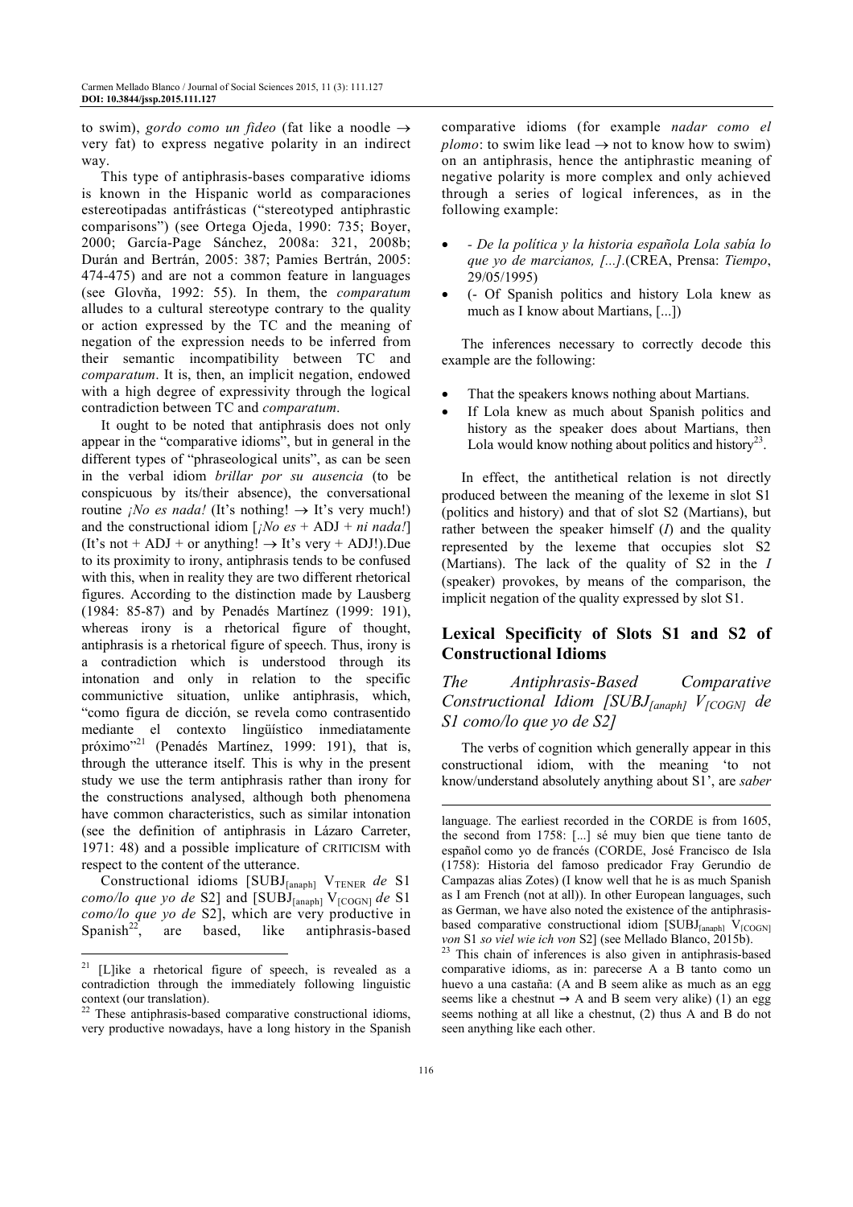to swim), *gordo como un fideo* (fat like a noodle → very fat) to express negative polarity in an indirect way.

This type of antiphrasis-bases comparative idioms is known in the Hispanic world as comparaciones estereotipadas antifrásticas ("stereotyped antiphrastic comparisons") (see Ortega Ojeda, 1990: 735; Boyer, 2000; García-Page Sánchez, 2008a: 321, 2008b; Durán and Bertrán, 2005: 387; Pamies Bertrán, 2005: 474-475) and are not a common feature in languages (see Glovňa, 1992: 55). In them, the *comparatum* alludes to a cultural stereotype contrary to the quality or action expressed by the TC and the meaning of negation of the expression needs to be inferred from their semantic incompatibility between TC and *comparatum*. It is, then, an implicit negation, endowed with a high degree of expressivity through the logical contradiction between TC and *comparatum*.

It ought to be noted that antiphrasis does not only appear in the "comparative idioms", but in general in the different types of "phraseological units", as can be seen in the verbal idiom *brillar por su ausencia* (to be conspicuous by its/their absence), the conversational routine *¡No es nada!* (It's nothing! → It's very much!) and the constructional idiom [*¡No es* + ADJ + *ni nada!*] (It's not + ADJ + or anything! → It's very + ADJ!).Due to its proximity to irony, antiphrasis tends to be confused with this, when in reality they are two different rhetorical figures. According to the distinction made by Lausberg (1984: 85-87) and by Penadés Martínez (1999: 191), whereas irony is a rhetorical figure of thought, antiphrasis is a rhetorical figure of speech. Thus, irony is a contradiction which is understood through its intonation and only in relation to the specific communictive situation, unlike antiphrasis, which, "como figura de dicción, se revela como contrasentido mediante el contexto lingüístico inmediatamente próximo"[21] (Penadés Martínez, 1999: 191), that is, through the utterance itself. This is why in the present study we use the term antiphrasis rather than irony for the constructions analysed, although both phenomena have common characteristics, such as similar intonation (see the definition of antiphrasis in Lázaro Carreter, 1971: 48) and a possible implicature of CRITICISM with respect to the content of the utterance.

Constructional idioms [SUBJ$_{[anaph]}$ V$_{TENER}$ *de* S1 *como/lo que yo de* S2] and [SUBJ$_{[anaph]}$ V$_{[COGN]}$ *de* S1 *como/lo que yo de* S2], which are very productive in Spanish[22], are based, like antiphrasis-based comparative idioms (for example *nadar como el plomo*: to swim like lead → not to know how to swim) on an antiphrasis, hence the antiphrastic meaning of negative polarity is more complex and only achieved through a series of logical inferences, as in the following example:

- *- De la política y la historia española Lola sabía lo que yo de marcianos, [...].*(CREA, Prensa: *Tiempo*, 29/05/1995)
- (- Of Spanish politics and history Lola knew as much as I know about Martians, [...])

The inferences necessary to correctly decode this example are the following:

- That the speakers knows nothing about Martians.
- If Lola knew as much about Spanish politics and history as the speaker does about Martians, then Lola would know nothing about politics and history[23].

In effect, the antithetical relation is not directly produced between the meaning of the lexeme in slot S1 (politics and history) and that of slot S2 (Martians), but rather between the speaker himself (*I*) and the quality represented by the lexeme that occupies slot S2 (Martians). The lack of the quality of S2 in the *I* (speaker) provokes, by means of the comparison, the implicit negation of the quality expressed by slot S1.

## Lexical Specificity of Slots S1 and S2 of Constructional Idioms

### *The Antiphrasis-Based Comparative Constructional Idiom [SUBJ$_{[anaph]}$ V$_{[COGN]}$ de S1 como/lo que yo de S2]*

The verbs of cognition which generally appear in this constructional idiom, with the meaning 'to not know/understand absolutely anything about S1', are *saber*

---

[21] [L]ike a rhetorical figure of speech, is revealed as a contradiction through the immediately following linguistic context (our translation).

[22] These antiphrasis-based comparative constructional idioms, very productive nowadays, have a long history in the Spanish language. The earliest recorded in the CORDE is from 1605, the second from 1758: [...] sé muy bien que tiene tanto de español como yo de francés (CORDE, José Francisco de Isla (1758): Historia del famoso predicador Fray Gerundio de Campazas alias Zotes) (I know well that he is as much Spanish as I am French (not at all)). In other European languages, such as German, we have also noted the existence of the antiphrasis-based comparative constructional idiom [SUBJ$_{[anaph]}$ V$_{[COGN]}$ *von* S1 *so viel wie ich von* S2] (see Mellado Blanco, 2015b).

[23] This chain of inferences is also given in antiphrasis-based comparative idioms, as in: parecerse A a B tanto como un huevo a una castaña: (A and B seem alike as much as an egg seems like a chestnut → A and B seem very alike) (1) an egg seems nothing at all like a chestnut, (2) thus A and B do not seen anything like each other.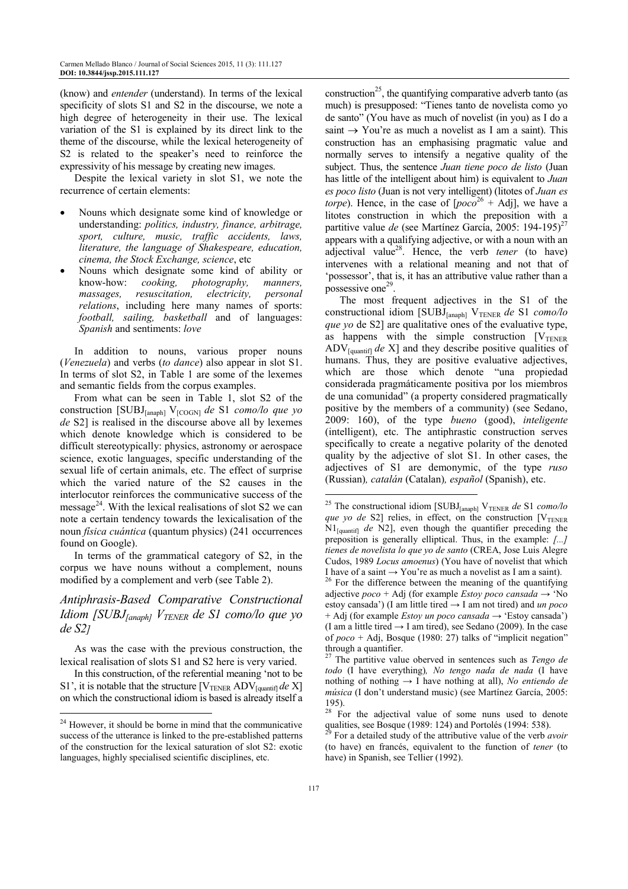(know) and *entender* (understand). In terms of the lexical specificity of slots S1 and S2 in the discourse, we note a high degree of heterogeneity in their use. The lexical variation of the S1 is explained by its direct link to the theme of the discourse, while the lexical heterogeneity of S2 is related to the speaker's need to reinforce the expressivity of his message by creating new images.

Despite the lexical variety in slot S1, we note the recurrence of certain elements:

- Nouns which designate some kind of knowledge or understanding: *politics, industry, finance, arbitrage, sport, culture, music, traffic accidents, laws, literature, the language of Shakespeare, education, cinema, the Stock Exchange, science*, etc
- Nouns which designate some kind of ability or know-how: *cooking, photography, manners, massages, resuscitation, electricity, personal relations*, including here many names of sports: *football, sailing, basketball* and of languages: *Spanish* and sentiments: *love*

In addition to nouns, various proper nouns (*Venezuela*) and verbs (*to dance*) also appear in slot S1. In terms of slot S2, in Table 1 are some of the lexemes and semantic fields from the corpus examples.

From what can be seen in Table 1, slot S2 of the construction [SUBJ$_{[anaph]}$ V$_{[COGN]}$ *de* S1 *como/lo que yo de* S2] is realised in the discourse above all by lexemes which denote knowledge which is considered to be difficult stereotypically: physics, astronomy or aerospace science, exotic languages, specific understanding of the sexual life of certain animals, etc. The effect of surprise which the varied nature of the S2 causes in the interlocutor reinforces the communicative success of the message[24]. With the lexical realisations of slot S2 we can note a certain tendency towards the lexicalisation of the noun *física cuántica* (quantum physics) (241 occurrences found on Google).

In terms of the grammatical category of S2, in the corpus we have nouns without a complement, nouns modified by a complement and verb (see Table 2).

## *Antiphrasis-Based Comparative Constructional Idiom [SUBJ$_{[anaph]}$ V$_{TENER}$ de S1 como/lo que yo de S2]*

As was the case with the previous construction, the lexical realisation of slots S1 and S2 here is very varied.

In this construction, of the referential meaning 'not to be S1', it is notable that the structure [V$_{TENER}$ ADV$_{[quantif]}$ *de* X] on which the constructional idiom is based is already itself a construction[25], the quantifying comparative adverb tanto (as much) is presupposed: "Tienes tanto de novelista como yo de santo" (You have as much of novelist (in you) as I do a saint → You're as much a novelist as I am a saint). This construction has an emphasising pragmatic value and normally serves to intensify a negative quality of the subject. Thus, the sentence *Juan tiene poco de listo* (Juan has little of the intelligent about him) is equivalent to *Juan es poco listo* (Juan is not very intelligent) (litotes of *Juan es torpe*). Hence, in the case of [*poco*[26] + Adj], we have a litotes construction in which the preposition with a partitive value *de* (see Martínez García, 2005: 194-195)[27] appears with a qualifying adjective, or with a noun with an adjectival value[28]. Hence, the verb *tener* (to have) intervenes with a relational meaning and not that of 'possessor', that is, it has an attributive value rather than a possessive one[29].

The most frequent adjectives in the S1 of the constructional idiom [SUBJ$_{[anaph]}$ V$_{TENER}$ *de* S1 *como/lo que yo de* S2] are qualitative ones of the evaluative type, as happens with the simple construction [V$_{TENER}$ ADV$_{[quantif]}$ *de* X] and they describe positive qualities of humans. Thus, they are positive evaluative adjectives, which are those which denote "una propiedad considerada pragmáticamente positiva por los miembros de una comunidad" (a property considered pragmatically positive by the members of a community) (see Sedano, 2009: 160), of the type *bueno* (good), *inteligente* (intelligent), etc. The antiphrastic construction serves specifically to create a negative polarity of the denoted quality by the adjective of slot S1. In other cases, the adjectives of S1 are demonymic, of the type *ruso* (Russian)*, catalán* (Catalan)*, español* (Spanish), etc.

---

[24] However, it should be borne in mind that the communicative success of the utterance is linked to the pre-established patterns of the construction for the lexical saturation of slot S2: exotic languages, highly specialised scientific disciplines, etc.

[25] The constructional idiom [SUBJ$_{[anaph]}$ V$_{TENER}$ *de* S1 *como/lo que yo de* S2] relies, in effect, on the construction [V$_{TENER}$ N1$_{[quantif]}$ *de* N2], even though the quantifier preceding the preposition is generally elliptical. Thus, in the example: *[...] tienes de novelista lo que yo de santo* (CREA, Jose Luis Alegre Cudos, 1989 *Locus amoenus*) (You have of novelist that which I have of a saint → You're as much a novelist as I am a saint).

[26] For the difference between the meaning of the quantifying adjective *poco* + Adj (for example *Estoy poco cansada* → 'No estoy cansada') (I am little tired → I am not tired) and *un poco* + Adj (for example *Estoy un poco cansada* → 'Estoy cansada') (I am a little tired → I am tired), see Sedano (2009). In the case of *poco* + Adj, Bosque (1980: 27) talks of "implicit negation" through a quantifier.

[27] The partitive value oberved in sentences such as *Tengo de todo* (I have everything)*, No tengo nada de nada* (I have nothing of nothing → I have nothing at all), *No entiendo de música* (I don't understand music) (see Martínez García, 2005: 195).

[28] For the adjectival value of some nuns used to denote qualities, see Bosque (1989: 124) and Portolés (1994: 538).

[29] For a detailed study of the attributive value of the verb *avoir* (to have) en francés, equivalent to the function of *tener* (to have) in Spanish, see Tellier (1992).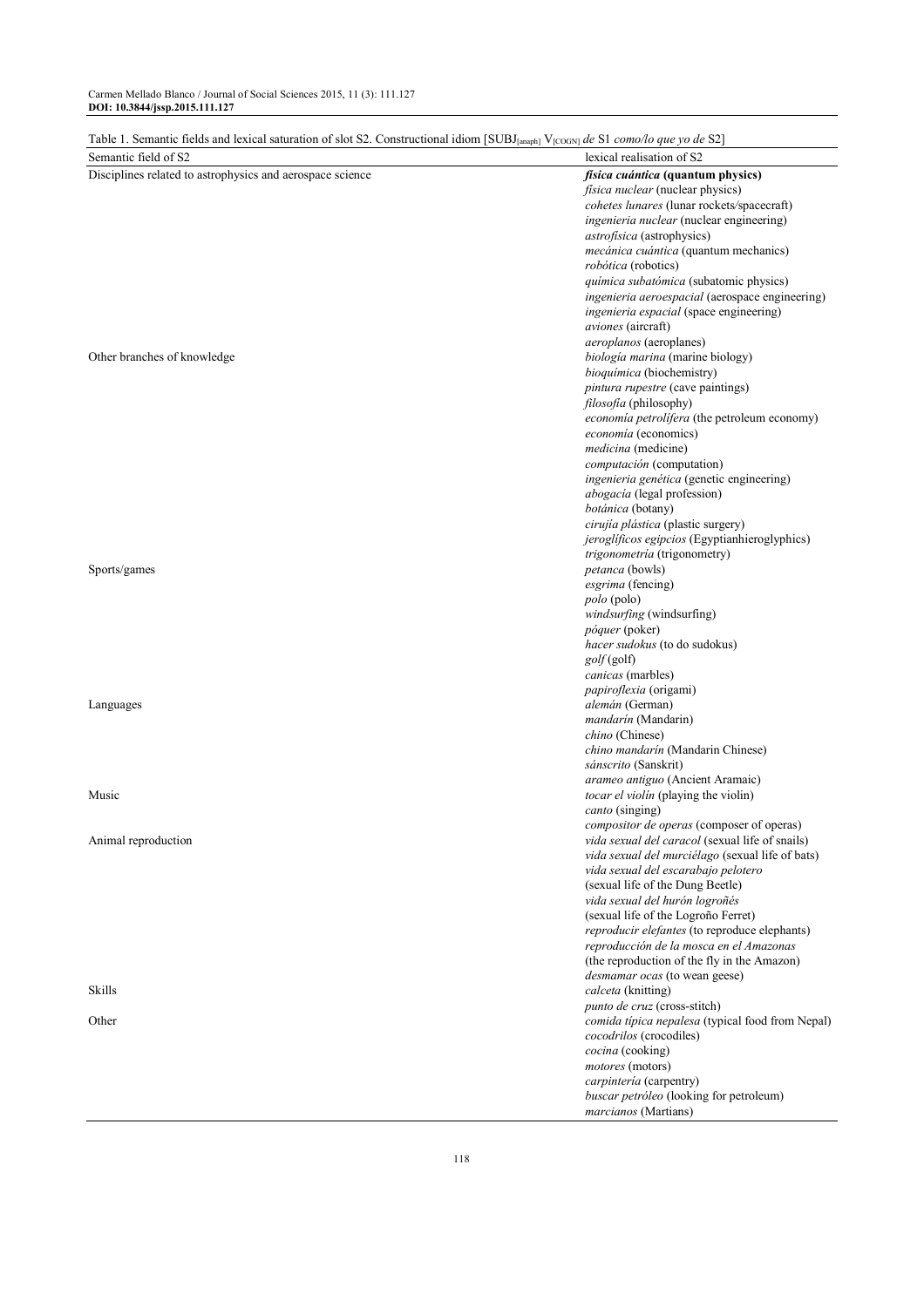Table 1. Semantic fields and lexical saturation of slot S2. Constructional idiom [SUBJ$_{[anaph]}$ V$_{[COGN]}$ *de* S1 *como/lo que yo de* S2]

| Semantic field of S2 | lexical realisation of S2 |
|---|---|
| Disciplines related to astrophysics and aerospace science | ***física cuántica* (quantum physics)** |
| | *física nuclear* (nuclear physics) |
| | *cohetes lunares* (lunar rockets/spacecraft) |
| | *ingeniería nuclear* (nuclear engineering) |
| | *astrofísica* (astrophysics) |
| | *mecánica cuántica* (quantum mechanics) |
| | *robótica* (robotics) |
| | *química subatómica* (subatomic physics) |
| | *ingeniería aeroespacial* (aerospace engineering) |
| | *ingeniería espacial* (space engineering) |
| | *aviones* (aircraft) |
| | *aeroplanos* (aeroplanes) |
| Other branches of knowledge | *biología marina* (marine biology) |
| | *bioquímica* (biochemistry) |
| | *pintura rupestre* (cave paintings) |
| | *filosofía* (philosophy) |
| | *economía petrolífera* (the petroleum economy) |
| | *economía* (economics) |
| | *medicina* (medicine) |
| | *computación* (computation) |
| | *ingeniería genética* (genetic engineering) |
| | *abogacía* (legal profession) |
| | *botánica* (botany) |
| | *cirujía plástica* (plastic surgery) |
| | *jeroglíficos egipcios* (Egyptianhieroglyphics) |
| | *trigonometría* (trigonometry) |
| Sports/games | *petanca* (bowls) |
| | *esgrima* (fencing) |
| | *polo* (polo) |
| | *windsurfing* (windsurfing) |
| | *póquer* (poker) |
| | *hacer sudokus* (to do sudokus) |
| | *golf* (golf) |
| | *canicas* (marbles) |
| | *papiroflexia* (origami) |
| Languages | *alemán* (German) |
| | *mandarín* (Mandarin) |
| | *chino* (Chinese) |
| | *chino mandarín* (Mandarin Chinese) |
| | *sánscrito* (Sanskrit) |
| | *arameo antiguo* (Ancient Aramaic) |
| Music | *tocar el violín* (playing the violin) |
| | *canto* (singing) |
| | *compositor de operas* (composer of operas) |
| Animal reproduction | *vida sexual del caracol* (sexual life of snails) |
| | *vida sexual del murciélago* (sexual life of bats) |
| | *vida sexual del escarabajo pelotero* (sexual life of the Dung Beetle) |
| | *vida sexual del hurón logroñés* (sexual life of the Logroño Ferret) |
| | *reproducir elefantes* (to reproduce elephants) |
| | *reproducción de la mosca en el Amazonas* (the reproduction of the fly in the Amazon) |
| | *desmamar ocas* (to wean geese) |
| Skills | *calceta* (knitting) |
| | *punto de cruz* (cross-stitch) |
| Other | *comida típica nepalesa* (typical food from Nepal) |
| | *cocodrilos* (crocodiles) |
| | *cocina* (cooking) |
| | *motores* (motors) |
| | *carpintería* (carpentry) |
| | *buscar petróleo* (looking for petroleum) |
| | *marcianos* (Martians) |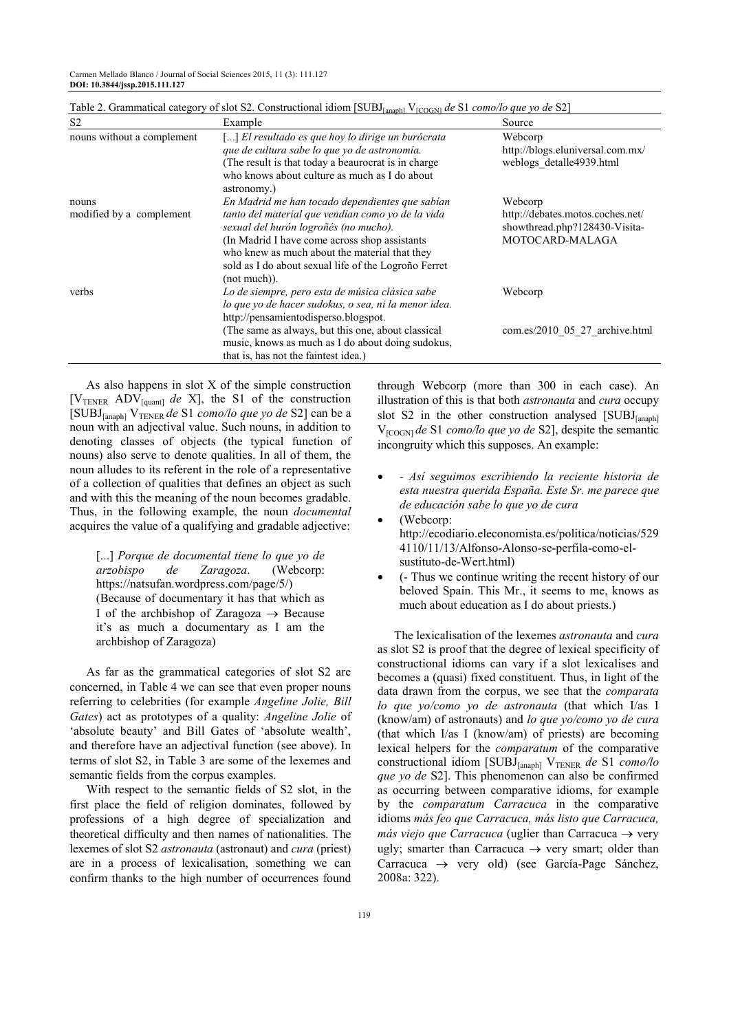Table 2. Grammatical category of slot S2. Constructional idiom [$SUBJ_{[anaph]}$ $V_{[COGN]}$ *de* S1 *como/lo que yo de* S2]

| S2 | Example | Source |
|---|---|---|
| nouns without a complement | [...] *El resultado es que hoy lo dirige un burócrata que de cultura sabe lo que yo de astronomía.* (The result is that today a beaurocrat is in charge who knows about culture as much as I do about astronomy.) | Webcorp http://blogs.eluniversal.com.mx/ weblogs_detalle4939.html |
| nouns modified by a complement | *En Madrid me han tocado dependientes que sabían tanto del material que vendían como yo de la vida sexual del hurón logroñés (no mucho).* (In Madrid I have come across shop assistants who knew as much about the material that they sold as I do about sexual life of the Logroño Ferret (not much)). | Webcorp http://debates.motos.coches.net/ showthread.php?128430-Visita-MOTOCARD-MALAGA |
| verbs | *Lo de siempre, pero esta de música clásica sabe lo que yo de hacer sudokus, o sea, ni la menor idea.* http://pensamientodisperso.blogspot. (The same as always, but this one, about classical music, knows as much as I do about doing sudokus, that is, has not the faintest idea.) | Webcorp com.es/2010_05_27_archive.html |

As also happens in slot X of the simple construction [$V_{TENER}$ $ADV_{[quant]}$ *de* X], the S1 of the construction [$SUBJ_{[anaph]}$ $V_{TENER}$ *de* S1 *como/lo que yo de* S2] can be a noun with an adjectival value. Such nouns, in addition to denoting classes of objects (the typical function of nouns) also serve to denote qualities. In all of them, the noun alludes to its referent in the role of a representative of a collection of qualities that defines an object as such and with this the meaning of the noun becomes gradable. Thus, in the following example, the noun *documental* acquires the value of a qualifying and gradable adjective:

> [...] *Porque de documental tiene lo que yo de arzobispo de Zaragoza*. (Webcorp: https://natsufan.wordpress.com/page/5/)
> (Because of documentary it has that which as I of the archbishop of Zaragoza → Because it's as much a documentary as I am the archbishop of Zaragoza)

As far as the grammatical categories of slot S2 are concerned, in Table 4 we can see that even proper nouns referring to celebrities (for example *Angeline Jolie, Bill Gates*) act as prototypes of a quality: *Angeline Jolie* of 'absolute beauty' and Bill Gates of 'absolute wealth', and therefore have an adjectival function (see above). In terms of slot S2, in Table 3 are some of the lexemes and semantic fields from the corpus examples.

With respect to the semantic fields of S2 slot, in the first place the field of religion dominates, followed by professions of a high degree of specialization and theoretical difficulty and then names of nationalities. The lexemes of slot S2 *astronauta* (astronaut) and *cura* (priest) are in a process of lexicalisation, something we can confirm thanks to the high number of occurrences found through Webcorp (more than 300 in each case). An illustration of this is that both *astronauta* and *cura* occupy slot S2 in the other construction analysed [$SUBJ_{[anaph]}$ $V_{[COGN]}$ *de* S1 *como/lo que yo de* S2], despite the semantic incongruity which this supposes. An example:

- *- Así seguimos escribiendo la reciente historia de esta nuestra querida España. Este Sr. me parece que de educación sabe lo que yo de cura*
- (Webcorp: http://ecodiario.eleconomista.es/politica/noticias/5294110/11/13/Alfonso-Alonso-se-perfila-como-el-sustituto-de-Wert.html)
- (- Thus we continue writing the recent history of our beloved Spain. This Mr., it seems to me, knows as much about education as I do about priests.)

The lexicalisation of the lexemes *astronauta* and *cura* as slot S2 is proof that the degree of lexical specificity of constructional idioms can vary if a slot lexicalises and becomes a (quasi) fixed constituent. Thus, in light of the data drawn from the corpus, we see that the *comparata lo que yo/como yo de astronauta* (that which I/as I (know/am) of astronauts) and *lo que yo/como yo de cura* (that which I/as I (know/am) of priests) are becoming lexical helpers for the *comparatum* of the comparative constructional idiom [$SUBJ_{[anaph]}$ $V_{TENER}$ *de* S1 *como/lo que yo de* S2]. This phenomenon can also be confirmed as occurring between comparative idioms, for example by the *comparatum Carracuca* in the comparative idioms *más feo que Carracuca, más listo que Carracuca, más viejo que Carracuca* (uglier than Carracuca → very ugly; smarter than Carracuca → very smart; older than Carracuca → very old) (see García-Page Sánchez, 2008a: 322).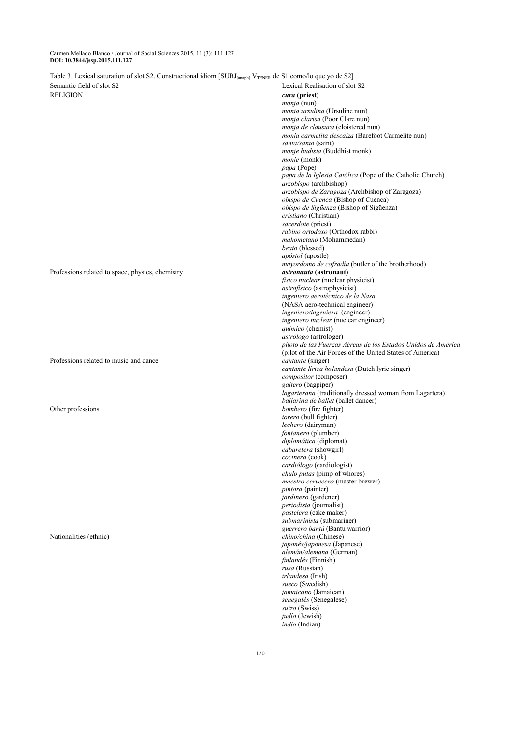Table 3. Lexical saturation of slot S2. Constructional idiom [SUBJ$_{[anaph]}$ V$_{TENER}$ de S1 como/lo que yo de S2]

| Semantic field of slot S2 | Lexical Realisation of slot S2 |
|---|---|
| RELIGION | ***cura* (priest)** |
| | *monja* (nun) |
| | *monja ursulina* (Ursuline nun) |
| | *monja clarisa* (Poor Clare nun) |
| | *monja de clausura* (cloistered nun) |
| | *monja carmelita descalza* (Barefoot Carmelite nun) |
| | *santa/santo* (saint) |
| | *monje budista* (Buddhist monk) |
| | *monje* (monk) |
| | *papa* (Pope) |
| | *papa de la Iglesia Católica* (Pope of the Catholic Church) |
| | *arzobispo* (archbishop) |
| | *arzobispo de Zaragoza* (Archbishop of Zaragoza) |
| | *obispo de Cuenca* (Bishop of Cuenca) |
| | *obispo de Sigüenza* (Bishop of Sigüenza) |
| | *cristiano* (Christian) |
| | *sacerdote* (priest) |
| | *rabino ortodoxo* (Orthodox rabbi) |
| | *mahometano* (Mohammedan) |
| | *beato* (blessed) |
| | *apóstol* (apostle) |
| | *mayordomo de cofradía* (butler of the brotherhood) |
| Professions related to space, physics, chemistry | ***astronauta* (astronaut)** |
| | *físico nuclear* (nuclear physicist) |
| | *astrofísico* (astrophysicist) |
| | *ingeniero aerotécnico de la Nasa* (NASA aero-technical engineer) |
| | *ingeniero/ingeniera* (engineer) |
| | *ingeniero nuclear* (nuclear engineer) |
| | *químico* (chemist) |
| | *astrólogo* (astrologer) |
| | *piloto de las Fuerzas Aéreas de los Estados Unidos de América* (pilot of the Air Forces of the United States of America) |
| Professions related to music and dance | *cantante* (singer) |
| | *cantante lírica holandesa* (Dutch lyric singer) |
| | *compositor* (composer) |
| | *gaitero* (bagpiper) |
| | *lagarterana* (traditionally dressed woman from Lagartera) |
| | *bailarina de ballet* (ballet dancer) |
| Other professions | *bombero* (fire fighter) |
| | *torero* (bull fighter) |
| | *lechero* (dairyman) |
| | *fontanero* (plumber) |
| | *diplomática* (diplomat) |
| | *cabaretera* (showgirl) |
| | *cocinera* (cook) |
| | *cardiólogo* (cardiologist) |
| | *chulo putas* (pimp of whores) |
| | *maestro cervecero* (master brewer) |
| | *pintora* (painter) |
| | *jardinero* (gardener) |
| | *periodista* (journalist) |
| | *pastelera* (cake maker) |
| | *submarinista* (submariner) |
| | *guerrero bantú* (Bantu warrior) |
| Nationalities (ethnic) | *chino/china* (Chinese) |
| | *japonés/japonesa* (Japanese) |
| | *alemán/alemana* (German) |
| | *finlandés* (Finnish) |
| | *rusa* (Russian) |
| | *irlandesa* (Irish) |
| | *sueco* (Swedish) |
| | *jamaicano* (Jamaican) |
| | *senegalés* (Senegalese) |
| | *suizo* (Swiss) |
| | *judío* (Jewish) |
| | *indio* (Indian) |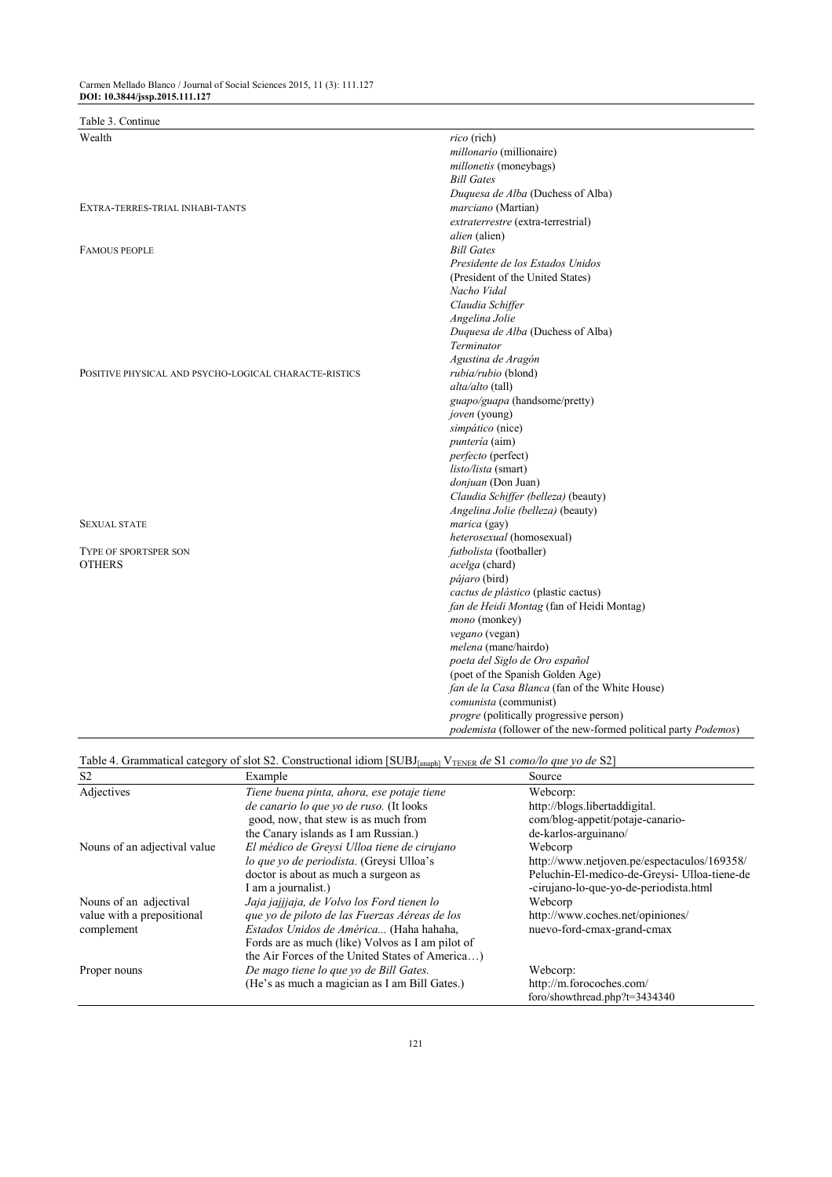Table 3. Continue

| | |
|---|---|
| Wealth | *rico* (rich) |
| | *millonario* (millionaire) |
| | *millonetis* (moneybags) |
| | *Bill Gates* |
| | *Duquesa de Alba* (Duchess of Alba) |
| EXTRA-TERRES-TRIAL INHABI-TANTS | *marciano* (Martian) |
| | *extraterrestre* (extra-terrestrial) |
| | *alien* (alien) |
| FAMOUS PEOPLE | *Bill Gates* |
| | *Presidente de los Estados Unidos* |
| | (President of the United States) |
| | *Nacho Vidal* |
| | *Claudia Schiffer* |
| | *Angelina Jolie* |
| | *Duquesa de Alba* (Duchess of Alba) |
| | *Terminator* |
| | *Agustina de Aragón* |
| POSITIVE PHYSICAL AND PSYCHO-LOGICAL CHARACTE-RISTICS | *rubia/rubio* (blond) |
| | *alta/alto* (tall) |
| | *guapo/guapa* (handsome/pretty) |
| | *joven* (young) |
| | *simpático* (nice) |
| | *puntería* (aim) |
| | *perfecto* (perfect) |
| | *listo/lista* (smart) |
| | *donjuan* (Don Juan) |
| | *Claudia Schiffer (belleza)* (beauty) |
| | *Angelina Jolie (belleza)* (beauty) |
| SEXUAL STATE | *marica* (gay) |
| | *heterosexual* (homosexual) |
| TYPE OF SPORTSPER SON | *futbolista* (footballer) |
| OTHERS | *acelga* (chard) |
| | *pájaro* (bird) |
| | *cactus de plástico* (plastic cactus) |
| | *fan de Heidi Montag* (fan of Heidi Montag) |
| | *mono* (monkey) |
| | *vegano* (vegan) |
| | *melena* (mane/hairdo) |
| | *poeta del Siglo de Oro español* |
| | (poet of the Spanish Golden Age) |
| | *fan de la Casa Blanca* (fan of the White House) |
| | *comunista* (communist) |
| | *progre* (politically progressive person) |
| | *podemista* (follower of the new-formed political party *Podemos*) |

Table 4. Grammatical category of slot S2. Constructional idiom [SUBJ$_{[anaph]}$ V$_{TENER}$ *de* S1 *como/lo que yo de* S2]

| S2 | Example | Source |
|---|---|---|
| Adjectives | *Tiene buena pinta, ahora, ese potaje tiene de canario lo que yo de ruso.* (It looks good, now, that stew is as much from the Canary islands as I am Russian.) | Webcorp: http://blogs.libertaddigital.com/blog-appetit/potaje-canario-de-karlos-arguinano/ |
| Nouns of an adjectival value | *El médico de Greysi Ulloa tiene de cirujano lo que yo de periodista.* (Greysi Ulloa's doctor is about as much a surgeon as I am a journalist.) | Webcorp http://www.netjoven.pe/espectaculos/169358/Peluchin-El-medico-de-Greysi- Ulloa-tiene-de-cirujano-lo-que-yo-de-periodista.html |
| Nouns of an adjectival value with a prepositional complement | *Jaja jajjjaja, de Volvo los Ford tienen lo que yo de piloto de las Fuerzas Aéreas de los Estados Unidos de América...* (Haha hahaha, Fords are as much (like) Volvos as I am pilot of the Air Forces of the United States of America…) | Webcorp http://www.coches.net/opiniones/nuevo-ford-cmax-grand-cmax |
| Proper nouns | *De mago tiene lo que yo de Bill Gates.* (He's as much a magician as I am Bill Gates.) | Webcorp: http://m.forocoches.com/foro/showthread.php?t=3434340 |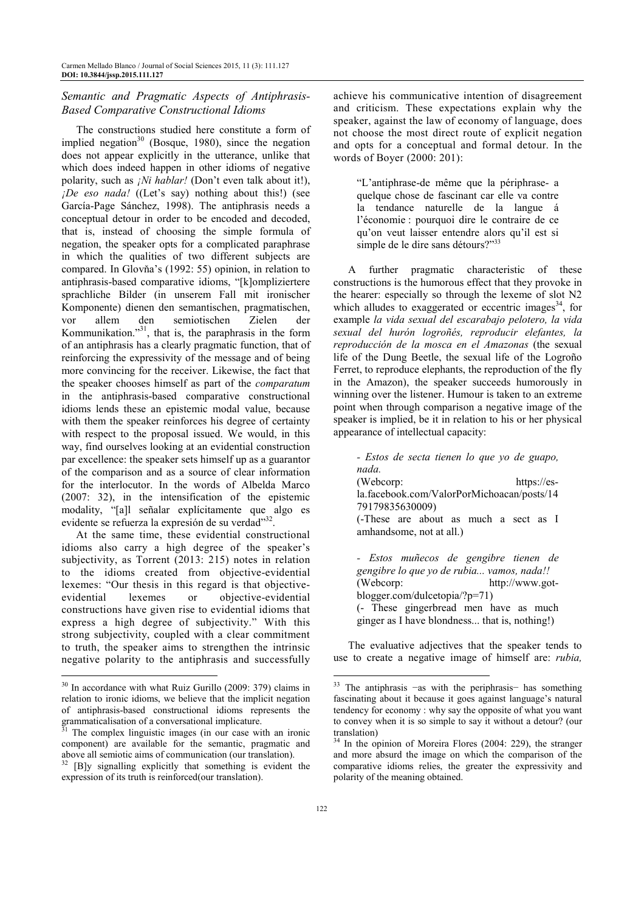### *Semantic and Pragmatic Aspects of Antiphrasis-Based Comparative Constructional Idioms*

The constructions studied here constitute a form of implied negation[30] (Bosque, 1980), since the negation does not appear explicitly in the utterance, unlike that which does indeed happen in other idioms of negative polarity, such as *¡Ni hablar!* (Don't even talk about it!), *¡De eso nada!* ((Let's say) nothing about this!) (see García-Page Sánchez, 1998). The antiphrasis needs a conceptual detour in order to be encoded and decoded, that is, instead of choosing the simple formula of negation, the speaker opts for a complicated paraphrase in which the qualities of two different subjects are compared. In Glovňa's (1992: 55) opinion, in relation to antiphrasis-based comparative idioms, "[k]ompliziertere sprachliche Bilder (in unserem Fall mit ironischer Komponente) dienen den semantischen, pragmatischen, vor allem den semiotischen Zielen der Kommunikation."[31], that is, the paraphrasis in the form of an antiphrasis has a clearly pragmatic function, that of reinforcing the expressivity of the message and of being more convincing for the receiver. Likewise, the fact that the speaker chooses himself as part of the *comparatum* in the antiphrasis-based comparative constructional idioms lends these an epistemic modal value, because with them the speaker reinforces his degree of certainty with respect to the proposal issued. We would, in this way, find ourselves looking at an evidential construction par excellence: the speaker sets himself up as a guarantor of the comparison and as a source of clear information for the interlocutor. In the words of Albelda Marco (2007: 32), in the intensification of the epistemic modality, "[a]l señalar explícitamente que algo es evidente se refuerza la expresión de su verdad"[32].

At the same time, these evidential constructional idioms also carry a high degree of the speaker's subjectivity, as Torrent (2013: 215) notes in relation to the idioms created from objective-evidential lexemes: "Our thesis in this regard is that objective-evidential lexemes or objective-evidential constructions have given rise to evidential idioms that express a high degree of subjectivity." With this strong subjectivity, coupled with a clear commitment to truth, the speaker aims to strengthen the intrinsic negative polarity to the antiphrasis and successfully achieve his communicative intention of disagreement and criticism. These expectations explain why the speaker, against the law of economy of language, does not choose the most direct route of explicit negation and opts for a conceptual and formal detour. In the words of Boyer (2000: 201):

> "L'antiphrase-de même que la périphrase- a quelque chose de fascinant car elle va contre la tendance naturelle de la langue á l'économie : pourquoi dire le contraire de ce qu'on veut laisser entendre alors qu'il est si simple de le dire sans détours?"[33]

A further pragmatic characteristic of these constructions is the humorous effect that they provoke in the hearer: especially so through the lexeme of slot N2 which alludes to exaggerated or eccentric images[34], for example *la vida sexual del escarabajo pelotero, la vida sexual del hurón logroñés, reproducir elefantes, la reproducción de la mosca en el Amazonas* (the sexual life of the Dung Beetle, the sexual life of the Logroño Ferret, to reproduce elephants, the reproduction of the fly in the Amazon), the speaker succeeds humorously in winning over the listener. Humour is taken to an extreme point when through comparison a negative image of the speaker is implied, be it in relation to his or her physical appearance of intellectual capacity:

> *- Estos de secta tienen lo que yo de guapo, nada.*
> (Webcorp: https://es-la.facebook.com/ValorPorMichoacan/posts/1479179835630009)
> (-These are about as much a sect as I amhandsome, not at all.)
>
> *- Estos muñecos de gengibre tienen de gengibre lo que yo de rubia... vamos, nada!!*
> (Webcorp: http://www.got-blogger.com/dulcetopia/?p=71)
> (- These gingerbread men have as much ginger as I have blondness... that is, nothing!)

The evaluative adjectives that the speaker tends to use to create a negative image of himself are: *rubia,*

---

[30] In accordance with what Ruiz Gurillo (2009: 379) claims in relation to ironic idioms, we believe that the implicit negation of antiphrasis-based constructional idioms represents the grammaticalisation of a conversational implicature.

[31] The complex linguistic images (in our case with an ironic component) are available for the semantic, pragmatic and above all semiotic aims of communication (our translation).

[32] [B]y signalling explicitly that something is evident the expression of its truth is reinforced(our translation).

[33] The antiphrasis −as with the periphrasis− has something fascinating about it because it goes against language's natural tendency for economy : why say the opposite of what you want to convey when it is so simple to say it without a detour? (our translation)

[34] In the opinion of Moreira Flores (2004: 229), the stranger and more absurd the image on which the comparison of the comparative idioms relies, the greater the expressivity and polarity of the meaning obtained.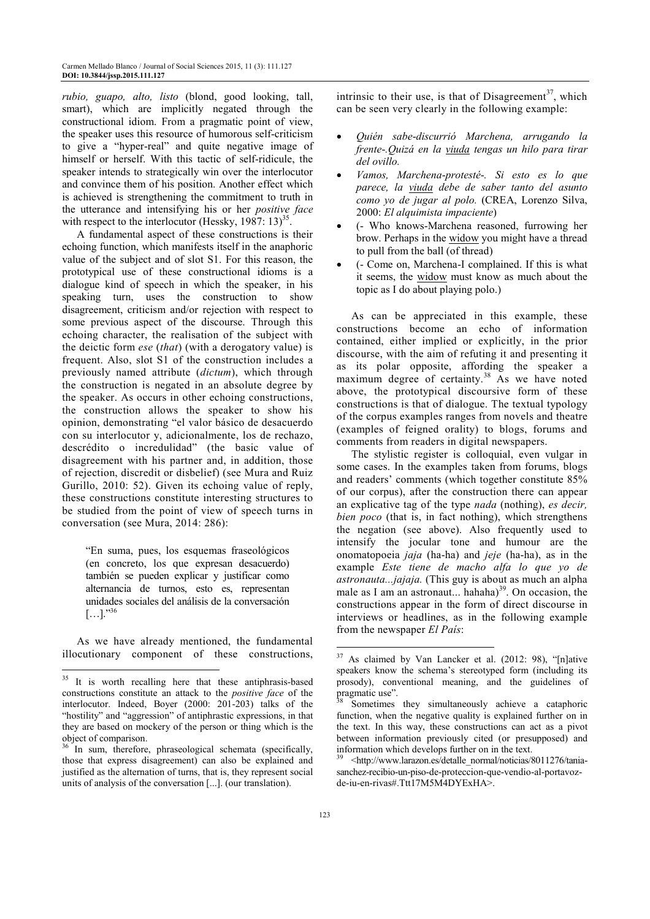*rubio, guapo, alto, listo* (blond, good looking, tall, smart), which are implicitly negated through the constructional idiom. From a pragmatic point of view, the speaker uses this resource of humorous self-criticism to give a "hyper-real" and quite negative image of himself or herself. With this tactic of self-ridicule, the speaker intends to strategically win over the interlocutor and convince them of his position. Another effect which is achieved is strengthening the commitment to truth in the utterance and intensifying his or her *positive face* with respect to the interlocutor (Hessky, 1987: 13)[35].

A fundamental aspect of these constructions is their echoing function, which manifests itself in the anaphoric value of the subject and of slot S1. For this reason, the prototypical use of these constructional idioms is a dialogue kind of speech in which the speaker, in his speaking turn, uses the construction to show disagreement, criticism and/or rejection with respect to some previous aspect of the discourse. Through this echoing character, the realisation of the subject with the deictic form *ese* (*that*) (with a derogatory value) is frequent. Also, slot S1 of the construction includes a previously named attribute (*dictum*), which through the construction is negated in an absolute degree by the speaker. As occurs in other echoing constructions, the construction allows the speaker to show his opinion, demonstrating "el valor básico de desacuerdo con su interlocutor y, adicionalmente, los de rechazo, descrédito o incredulidad" (the basic value of disagreement with his partner and, in addition, those of rejection, discredit or disbelief) (see Mura and Ruiz Gurillo, 2010: 52). Given its echoing value of reply, these constructions constitute interesting structures to be studied from the point of view of speech turns in conversation (see Mura, 2014: 286):

> "En suma, pues, los esquemas fraseológicos (en concreto, los que expresan desacuerdo) también se pueden explicar y justificar como alternancia de turnos, esto es, representan unidades sociales del análisis de la conversación […]."[36]

As we have already mentioned, the fundamental illocutionary component of these constructions, intrinsic to their use, is that of Disagreement[37], which can be seen very clearly in the following example:

- *Quién sabe-discurrió Marchena, arrugando la frente-.Quizá en la viuda tengas un hilo para tirar del ovillo.*
- *Vamos, Marchena-protesté-. Si esto es lo que parece, la viuda debe de saber tanto del asunto como yo de jugar al polo.* (CREA, Lorenzo Silva, 2000: *El alquimista impaciente*)
- (- Who knows-Marchena reasoned, furrowing her brow. Perhaps in the widow you might have a thread to pull from the ball (of thread)
- (- Come on, Marchena-I complained. If this is what it seems, the widow must know as much about the topic as I do about playing polo.)

As can be appreciated in this example, these constructions become an echo of information contained, either implied or explicitly, in the prior discourse, with the aim of refuting it and presenting it as its polar opposite, affording the speaker a maximum degree of certainty.[38] As we have noted above, the prototypical discoursive form of these constructions is that of dialogue. The textual typology of the corpus examples ranges from novels and theatre (examples of feigned orality) to blogs, forums and comments from readers in digital newspapers.

The stylistic register is colloquial, even vulgar in some cases. In the examples taken from forums, blogs and readers' comments (which together constitute 85% of our corpus), after the construction there can appear an explicative tag of the type *nada* (nothing), *es decir, bien poco* (that is, in fact nothing), which strengthens the negation (see above). Also frequently used to intensify the jocular tone and humour are the onomatopoeia *jaja* (ha-ha) and *jeje* (ha-ha), as in the example *Este tiene de macho alfa lo que yo de astronauta...jajaja.* (This guy is about as much an alpha male as I am an astronaut... hahaha)[39]. On occasion, the constructions appear in the form of direct discourse in interviews or headlines, as in the following example from the newspaper *El País*:

---

[35] It is worth recalling here that these antiphrasis-based constructions constitute an attack to the *positive face* of the interlocutor. Indeed, Boyer (2000: 201-203) talks of the "hostility" and "aggression" of antiphrastic expressions, in that they are based on mockery of the person or thing which is the object of comparison.

[36] In sum, therefore, phraseological schemata (specifically, those that express disagreement) can also be explained and justified as the alternation of turns, that is, they represent social units of analysis of the conversation [...]. (our translation).

[37] As claimed by Van Lancker et al. (2012: 98), "[n]ative speakers know the schema's stereotyped form (including its prosody), conventional meaning, and the guidelines of pragmatic use".

[38] Sometimes they simultaneously achieve a cataphoric function, when the negative quality is explained further on in the text. In this way, these constructions can act as a pivot between information previously cited (or presupposed) and information which develops further on in the text.

[39] <http://www.larazon.es/detalle_normal/noticias/8011276/tania-sanchez-recibio-un-piso-de-proteccion-que-vendio-al-portavoz-de-iu-en-rivas#.Ttt17M5M4DYExHA>.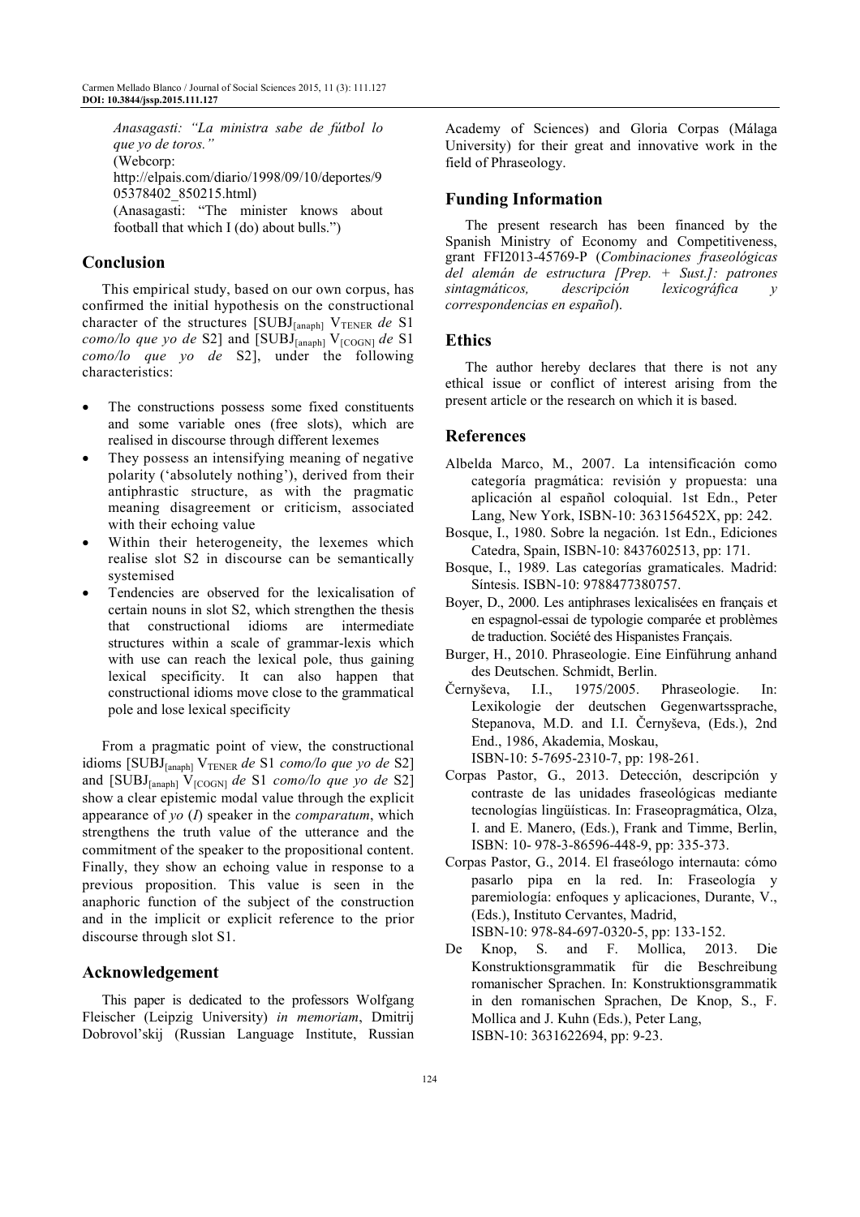*Anasagasti: "La ministra sabe de fútbol lo que yo de toros."*
(Webcorp:
http://elpais.com/diario/1998/09/10/deportes/905378402_850215.html)
(Anasagasti: "The minister knows about football that which I (do) about bulls.")

## Conclusion

This empirical study, based on our own corpus, has confirmed the initial hypothesis on the constructional character of the structures [SUBJ$_{[anaph]}$ V$_{TENER}$ *de* S1 *como/lo que yo de* S2] and [SUBJ$_{[anaph]}$ V$_{[COGN]}$ *de* S1 *como/lo que yo de* S2], under the following characteristics:

- The constructions possess some fixed constituents and some variable ones (free slots), which are realised in discourse through different lexemes
- They possess an intensifying meaning of negative polarity ('absolutely nothing'), derived from their antiphrastic structure, as with the pragmatic meaning disagreement or criticism, associated with their echoing value
- Within their heterogeneity, the lexemes which realise slot S2 in discourse can be semantically systemised
- Tendencies are observed for the lexicalisation of certain nouns in slot S2, which strengthen the thesis that constructional idioms are intermediate structures within a scale of grammar-lexis which with use can reach the lexical pole, thus gaining lexical specificity. It can also happen that constructional idioms move close to the grammatical pole and lose lexical specificity

From a pragmatic point of view, the constructional idioms [SUBJ$_{[anaph]}$ V$_{TENER}$ *de* S1 *como/lo que yo de* S2] and [SUBJ$_{[anaph]}$ V$_{[COGN]}$ *de* S1 *como/lo que yo de* S2] show a clear epistemic modal value through the explicit appearance of *yo* (*I*) speaker in the *comparatum*, which strengthens the truth value of the utterance and the commitment of the speaker to the propositional content. Finally, they show an echoing value in response to a previous proposition. This value is seen in the anaphoric function of the subject of the construction and in the implicit or explicit reference to the prior discourse through slot S1.

## Acknowledgement

This paper is dedicated to the professors Wolfgang Fleischer (Leipzig University) *in memoriam*, Dmitrij Dobrovol'skij (Russian Language Institute, Russian Academy of Sciences) and Gloria Corpas (Málaga University) for their great and innovative work in the field of Phraseology.

## Funding Information

The present research has been financed by the Spanish Ministry of Economy and Competitiveness, grant FFI2013-45769-P (*Combinaciones fraseológicas del alemán de estructura [Prep. + Sust.]: patrones sintagmáticos, descripción lexicográfica y correspondencias en español*).

## Ethics

The author hereby declares that there is not any ethical issue or conflict of interest arising from the present article or the research on which it is based.

## References

Albelda Marco, M., 2007. La intensificación como categoría pragmática: revisión y propuesta: una aplicación al español coloquial. 1st Edn., Peter Lang, New York, ISBN-10: 363156452X, pp: 242.

Bosque, I., 1980. Sobre la negación. 1st Edn., Ediciones Catedra, Spain, ISBN-10: 8437602513, pp: 171.

Bosque, I., 1989. Las categorías gramaticales. Madrid: Síntesis. ISBN-10: 9788477380757.

Boyer, D., 2000. Les antiphrases lexicalisées en français et en espagnol-essai de typologie comparée et problèmes de traduction. Société des Hispanistes Français.

Burger, H., 2010. Phraseologie. Eine Einführung anhand des Deutschen. Schmidt, Berlin.

Černyševa, I.I., 1975/2005. Phraseologie. In: Lexikologie der deutschen Gegenwartssprache, Stepanova, M.D. and I.I. Černyševa, (Eds.), 2nd End., 1986, Akademia, Moskau, ISBN-10: 5-7695-2310-7, pp: 198-261.

Corpas Pastor, G., 2013. Detección, descripción y contraste de las unidades fraseológicas mediante tecnologías lingüísticas. In: Fraseopragmática, Olza, I. and E. Manero, (Eds.), Frank and Timme, Berlin, ISBN: 10- 978-3-86596-448-9, pp: 335-373.

Corpas Pastor, G., 2014. El fraseólogo internauta: cómo pasarlo pipa en la red. In: Fraseología y paremiología: enfoques y aplicaciones, Durante, V., (Eds.), Instituto Cervantes, Madrid, ISBN-10: 978-84-697-0320-5, pp: 133-152.

De Knop, S. and F. Mollica, 2013. Die Konstruktionsgrammatik für die Beschreibung romanischer Sprachen. In: Konstruktionsgrammatik in den romanischen Sprachen, De Knop, S., F. Mollica and J. Kuhn (Eds.), Peter Lang, ISBN-10: 3631622694, pp: 9-23.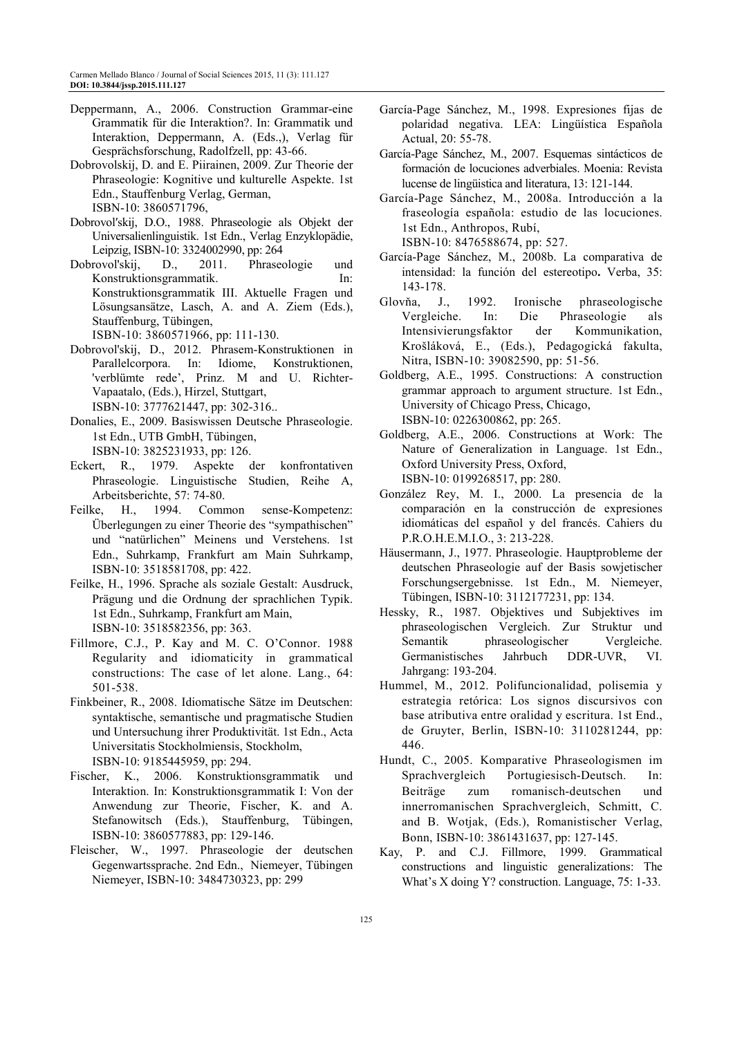Deppermann, A., 2006. Construction Grammar-eine Grammatik für die Interaktion?. In: Grammatik und Interaktion, Deppermann, A. (Eds.,), Verlag für Gesprächsforschung, Radolfzell, pp: 43-66.

Dobrovolskij, D. and E. Piirainen, 2009. Zur Theorie der Phraseologie: Kognitive und kulturelle Aspekte. 1st Edn., Stauffenburg Verlag, German, ISBN-10: 3860571796,

Dobrovol'skij, D.O., 1988. Phraseologie als Objekt der Universalienlinguistik. 1st Edn., Verlag Enzyklopädie, Leipzig, ISBN-10: 3324002990, pp: 264

Dobrovol'skij, D., 2011. Phraseologie und Konstruktionsgrammatik. In: Konstruktionsgrammatik III. Aktuelle Fragen und Lösungsansätze, Lasch, A. and A. Ziem (Eds.), Stauffenburg, Tübingen, ISBN-10: 3860571966, pp: 111-130.

Dobrovol'skij, D., 2012. Phrasem-Konstruktionen in Parallelcorpora. In: Idiome, Konstruktionen, 'verblümte rede', Prinz. M and U. Richter-Vapaatalo, (Eds.), Hirzel, Stuttgart, ISBN-10: 3777621447, pp: 302-316..

Donalies, E., 2009. Basiswissen Deutsche Phraseologie. 1st Edn., UTB GmbH, Tübingen, ISBN-10: 3825231933, pp: 126.

Eckert, R., 1979. Aspekte der konfrontativen Phraseologie. Linguistische Studien, Reihe A, Arbeitsberichte, 57: 74-80.

Feilke, H., 1994. Common sense-Kompetenz: Überlegungen zu einer Theorie des "sympathischen" und "natürlichen" Meinens und Verstehens. 1st Edn., Suhrkamp, Frankfurt am Main Suhrkamp, ISBN-10: 3518581708, pp: 422.

Feilke, H., 1996. Sprache als soziale Gestalt: Ausdruck, Prägung und die Ordnung der sprachlichen Typik. 1st Edn., Suhrkamp, Frankfurt am Main, ISBN-10: 3518582356, pp: 363.

Fillmore, C.J., P. Kay and M. C. O'Connor. 1988 Regularity and idiomaticity in grammatical constructions: The case of let alone. Lang., 64: 501-538.

Finkbeiner, R., 2008. Idiomatische Sätze im Deutschen: syntaktische, semantische und pragmatische Studien und Untersuchung ihrer Produktivität. 1st Edn., Acta Universitatis Stockholmiensis, Stockholm, ISBN-10: 9185445959, pp: 294.

Fischer, K., 2006. Konstruktionsgrammatik und Interaktion. In: Konstruktionsgrammatik I: Von der Anwendung zur Theorie, Fischer, K. and A. Stefanowitsch (Eds.), Stauffenburg, Tübingen, ISBN-10: 3860577883, pp: 129-146.

Fleischer, W., 1997. Phraseologie der deutschen Gegenwartssprache. 2nd Edn., Niemeyer, Tübingen Niemeyer, ISBN-10: 3484730323, pp: 299

García-Page Sánchez, M., 1998. Expresiones fijas de polaridad negativa. LEA: Lingüística Española Actual, 20: 55-78.

García-Page Sánchez, M., 2007. Esquemas sintácticos de formación de locuciones adverbiales. Moenia: Revista lucense de lingüistica and literatura, 13: 121-144.

García-Page Sánchez, M., 2008a. Introducción a la fraseología española: estudio de las locuciones. 1st Edn., Anthropos, Rubí, ISBN-10: 8476588674, pp: 527.

García-Page Sánchez, M., 2008b. La comparativa de intensidad: la función del estereotipo. Verba, 35: 143-178.

Glovňa, J., 1992. Ironische phraseologische Vergleiche. In: Die Phraseologie als Intensivierungsfaktor der Kommunikation, Krošláková, E., (Eds.), Pedagogická fakulta, Nitra, ISBN-10: 39082590, pp: 51-56.

Goldberg, A.E., 1995. Constructions: A construction grammar approach to argument structure. 1st Edn., University of Chicago Press, Chicago, ISBN-10: 0226300862, pp: 265.

Goldberg, A.E., 2006. Constructions at Work: The Nature of Generalization in Language. 1st Edn., Oxford University Press, Oxford, ISBN-10: 0199268517, pp: 280.

González Rey, M. I., 2000. La presencia de la comparación en la construcción de expresiones idiomáticas del español y del francés. Cahiers du P.R.O.H.E.M.I.O., 3: 213-228.

Häusermann, J., 1977. Phraseologie. Hauptprobleme der deutschen Phraseologie auf der Basis sowjetischer Forschungsergebnisse. 1st Edn., M. Niemeyer, Tübingen, ISBN-10: 3112177231, pp: 134.

Hessky, R., 1987. Objektives und Subjektives im phraseologischen Vergleich. Zur Struktur und Semantik phraseologischer Vergleiche. Germanistisches Jahrbuch DDR-UVR, VI. Jahrgang: 193-204.

Hummel, M., 2012. Polifuncionalidad, polisemia y estrategia retórica: Los signos discursivos con base atributiva entre oralidad y escritura. 1st End., de Gruyter, Berlin, ISBN-10: 3110281244, pp: 446.

Hundt, C., 2005. Komparative Phraseologismen im Sprachvergleich Portugiesisch-Deutsch. In: Beiträge zum romanisch-deutschen und innerromanischen Sprachvergleich, Schmitt, C. and B. Wotjak, (Eds.), Romanistischer Verlag, Bonn, ISBN-10: 3861431637, pp: 127-145.

Kay, P. and C.J. Fillmore, 1999. Grammatical constructions and linguistic generalizations: The What's X doing Y? construction. Language, 75: 1-33.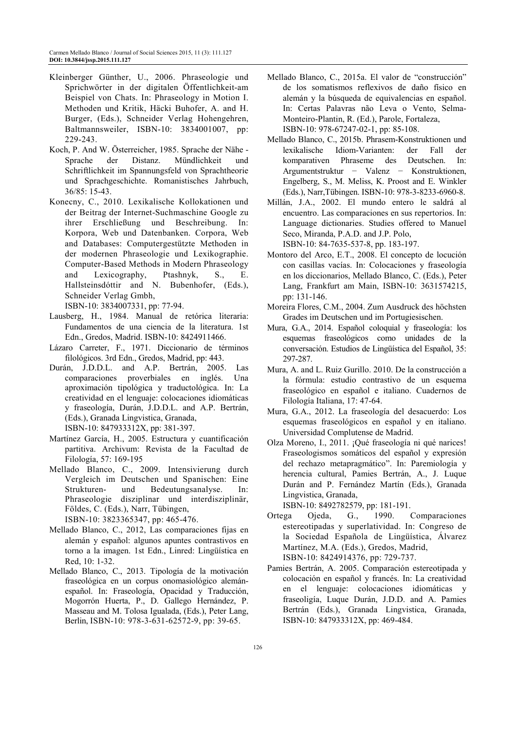Kleinberger Günther, U., 2006. Phraseologie und Sprichwörter in der digitalen Öffentlichkeit-am Beispiel von Chats. In: Phraseology in Motion I. Methoden und Kritik, Häcki Buhofer, A. and H. Burger, (Eds.), Schneider Verlag Hohengehren, Baltmannsweiler, ISBN-10: 3834001007, pp: 229-243.

Koch, P. And W. Österreicher, 1985. Sprache der Nähe - Sprache der Distanz. Mündlichkeit und Schriftlichkeit im Spannungsfeld von Sprachtheorie und Sprachgeschichte. Romanistisches Jahrbuch, 36/85: 15-43.

Konecny, C., 2010. Lexikalische Kollokationen und der Beitrag der Internet-Suchmaschine Google zu ihrer Erschließung und Beschreibung. In: Korpora, Web und Datenbanken. Corpora, Web and Databases: Computergestützte Methoden in der modernen Phraseologie und Lexikographie. Computer-Based Methods in Modern Phraseology and Lexicography, Ptashnyk, S., E. Hallsteinsdóttir and N. Bubenhofer, (Eds.), Schneider Verlag Gmbh, ISBN-10: 3834007331, pp: 77-94.

Lausberg, H., 1984. Manual de retórica literaria: Fundamentos de una ciencia de la literatura. 1st Edn., Gredos, Madrid. ISBN-10: 8424911466.

Lázaro Carreter, F., 1971. Diccionario de términos filológicos. 3rd Edn., Gredos, Madrid, pp: 443.

Durán, J.D.D.L. and A.P. Bertrán, 2005. Las comparaciones proverbiales en inglés. Una aproximación tipológica y traductológica. In: La creatividad en el lenguaje: colocaciones idiomáticas y fraseología, Durán, J.D.D.L. and A.P. Bertrán, (Eds.), Granada Lingvistica, Granada, ISBN-10: 847933312X, pp: 381-397.

Martínez García, H., 2005. Estructura y cuantificación partitiva. Archivum: Revista de la Facultad de Filología, 57: 169-195

Mellado Blanco, C., 2009. Intensivierung durch Vergleich im Deutschen und Spanischen: Eine Strukturen- und Bedeutungsanalyse. In: Phraseologie disziplinar und interdisziplinär, Földes, C. (Eds.), Narr, Tübingen, ISBN-10: 3823365347, pp: 465-476.

Mellado Blanco, C., 2012, Las comparaciones fijas en alemán y español: algunos apuntes contrastivos en torno a la imagen. 1st Edn., Linred: Lingüística en Red, 10: 1-32.

Mellado Blanco, C., 2013. Tipología de la motivación fraseológica en un corpus onomasiológico alemán-español. In: Fraseología, Opacidad y Traducción, Mogorrón Huerta, P., D. Gallego Hernández, P. Masseau and M. Tolosa Igualada, (Eds.), Peter Lang, Berlin, ISBN-10: 978-3-631-62572-9, pp: 39-65.

Mellado Blanco, C., 2015a. El valor de "construcción" de los somatismos reflexivos de daño físico en alemán y la búsqueda de equivalencias en español. In: Certas Palavras não Leva o Vento, Selma-Monteiro-Plantin, R. (Ed.), Parole, Fortaleza, ISBN-10: 978-67247-02-1, pp: 85-108.

Mellado Blanco, C., 2015b. Phrasem-Konstruktionen und lexikalische Idiom-Varianten: der Fall der komparativen Phraseme des Deutschen. In: Argumentstruktur − Valenz − Konstruktionen, Engelberg, S., M. Meliss, K. Proost and E. Winkler (Eds.), Narr,Tübingen. ISBN-10: 978-3-8233-6960-8.

Millán, J.A., 2002. El mundo entero le saldrá al encuentro. Las comparaciones en sus repertorios. In: Language dictionaries. Studies offered to Manuel Seco, Miranda, P.A.D. and J.P. Polo, ISBN-10: 84-7635-537-8, pp. 183-197.

Montoro del Arco, E.T., 2008. El concepto de locución con casillas vacías. In: Colocaciones y fraseología en los diccionarios, Mellado Blanco, C. (Eds.), Peter Lang, Frankfurt am Main, ISBN-10: 3631574215, pp: 131-146.

Moreira Flores, C.M., 2004. Zum Ausdruck des höchsten Grades im Deutschen und im Portugiesischen.

Mura, G.A., 2014. Español coloquial y fraseología: los esquemas fraseológicos como unidades de la conversación. Estudios de Lingüística del Español, 35: 297-287.

Mura, A. and L. Ruiz Gurillo. 2010. De la construcción a la fórmula: estudio contrastivo de un esquema fraseológico en español e italiano. Cuadernos de Filología Italiana, 17: 47-64.

Mura, G.A., 2012. La fraseología del desacuerdo: Los esquemas fraseológicos en español y en italiano. Universidad Complutense de Madrid.

Olza Moreno, I., 2011. ¡Qué fraseología ni qué narices! Fraseologismos somáticos del español y expresión del rechazo metapragmático". In: Paremiología y herencia cultural, Pamies Bertrán, A., J. Luque Durán and P. Fernández Martín (Eds.), Granada Lingvistica, Granada, ISBN-10: 8492782579, pp: 181-191.

Ortega Ojeda, G., 1990. Comparaciones estereotipadas y superlatividad. In: Congreso de la Sociedad Española de Lingüística, Álvarez Martínez, M.A. (Eds.), Gredos, Madrid, ISBN-10: 8424914376, pp: 729-737.

Pamies Bertrán, A. 2005. Comparación estereotipada y colocación en español y francés. In: La creatividad en el lenguaje: colocaciones idiomáticas y fraseoligía, Luque Durán, J.D.D. and A. Pamies Bertrán (Eds.), Granada Lingvistica, Granada, ISBN-10: 847933312X, pp: 469-484.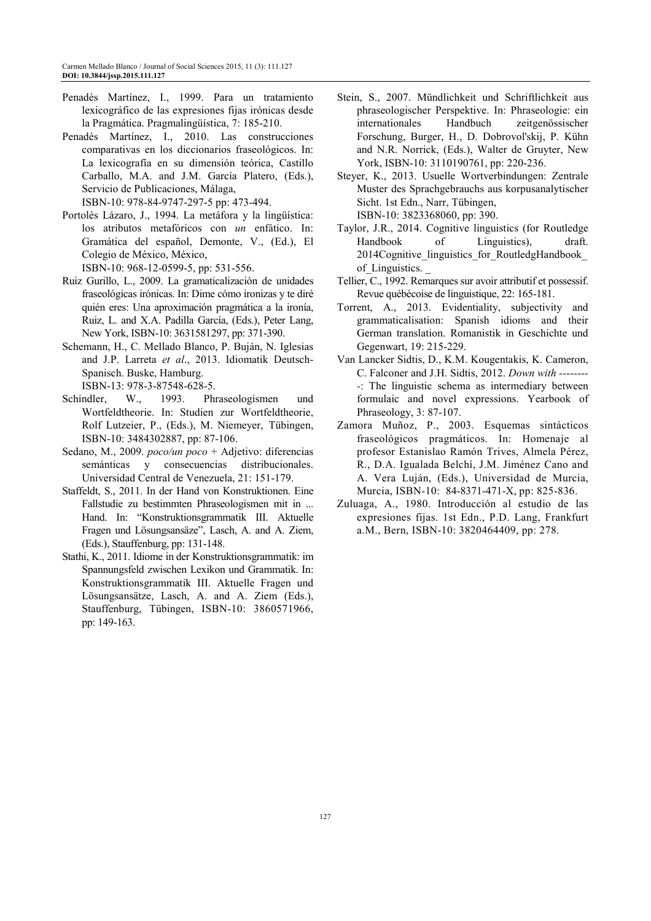Penadés Martínez, I., 1999. Para un tratamiento lexicográfico de las expresiones fijas irónicas desde la Pragmática. Pragmalingüística, 7: 185-210.

Penadés Martínez, I., 2010. Las construcciones comparativas en los diccionarios fraseológicos. In: La lexicografía en su dimensión teórica, Castillo Carballo, M.A. and J.M. García Platero, (Eds.), Servicio de Publicaciones, Málaga, ISBN-10: 978-84-9747-297-5 pp: 473-494.

Portolés Lázaro, J., 1994. La metáfora y la lingüística: los atributos metafóricos con *un* enfático. In: Gramática del español, Demonte, V., (Ed.), El Colegio de México, México, ISBN-10: 968-12-0599-5, pp: 531-556.

Ruiz Gurillo, L., 2009. La gramaticalización de unidades fraseológicas irónicas. In: Dime cómo ironizas y te diré quién eres: Una aproximación pragmática a la ironía, Ruiz, L. and X.A. Padilla García, (Eds.), Peter Lang, New York, ISBN-10: 3631581297, pp: 371-390.

Schemann, H., C. Mellado Blanco, P. Buján, N. Iglesias and J.P. Larreta *et al*., 2013. Idiomatik Deutsch-Spanisch. Buske, Hamburg. ISBN-13: 978-3-87548-628-5.

Schindler, W., 1993. Phraseologismen und Wortfeldtheorie. In: Studien zur Wortfeldtheorie, Rolf Lutzeier, P., (Eds.), M. Niemeyer, Tübingen, ISBN-10: 3484302887, pp: 87-106.

Sedano, M., 2009. *poco/un poco* + Adjetivo: diferencias semánticas y consecuencias distribucionales. Universidad Central de Venezuela, 21: 151-179.

Staffeldt, S., 2011. In der Hand von Konstruktionen. Eine Fallstudie zu bestimmten Phraseologismen mit in ... Hand. In: "Konstruktionsgrammatik III. Aktuelle Fragen und Lösungsansäze", Lasch, A. and A. Ziem, (Eds.), Stauffenburg, pp: 131-148.

Stathi, K., 2011. Idiome in der Konstruktionsgrammatik: im Spannungsfeld zwischen Lexikon und Grammatik. In: Konstruktionsgrammatik III. Aktuelle Fragen und Lösungsansätze, Lasch, A. and A. Ziem (Eds.), Stauffenburg, Tübingen, ISBN-10: 3860571966, pp: 149-163.

Stein, S., 2007. Mündlichkeit und Schriftlichkeit aus phraseologischer Perspektive. In: Phraseologie: ein internationales Handbuch zeitgenössischer Forschung, Burger, H., D. Dobrovol'skij, P. Kühn and N.R. Norrick, (Eds.), Walter de Gruyter, New York, ISBN-10: 3110190761, pp: 220-236.

Steyer, K., 2013. Usuelle Wortverbindungen: Zentrale Muster des Sprachgebrauchs aus korpusanalytischer Sicht. 1st Edn., Narr, Tübingen, ISBN-10: 3823368060, pp: 390.

Taylor, J.R., 2014. Cognitive linguistics (for Routledge Handbook of Linguistics), draft. 2014Cognitive_linguistics_for_RoutledgHandbook_of_Linguistics. _

Tellier, C., 1992. Remarques sur avoir attributif et possessif. Revue québécoise de linguistique, 22: 165-181.

Torrent, A., 2013. Evidentiality, subjectivity and grammaticalisation: Spanish idioms and their German translation. Romanistik in Geschichte und Gegenwart, 19: 215-229.

Van Lancker Sidtis, D., K.M. Kougentakis, K. Cameron, C. Falconer and J.H. Sidtis, 2012. *Down with* ---------: The linguistic schema as intermediary between formulaic and novel expressions. Yearbook of Phraseology, 3: 87-107.

Zamora Muñoz, P., 2003. Esquemas sintácticos fraseológicos pragmáticos. In: Homenaje al profesor Estanislao Ramón Trives, Almela Pérez, R., D.A. Igualada Belchí, J.M. Jiménez Cano and A. Vera Luján, (Eds.), Universidad de Murcia, Murcia, ISBN-10: 84-8371-471-X, pp: 825-836.

Zuluaga, A., 1980. Introducción al estudio de las expresiones fijas. 1st Edn., P.D. Lang, Frankfurt a.M., Bern, ISBN-10: 3820464409, pp: 278.